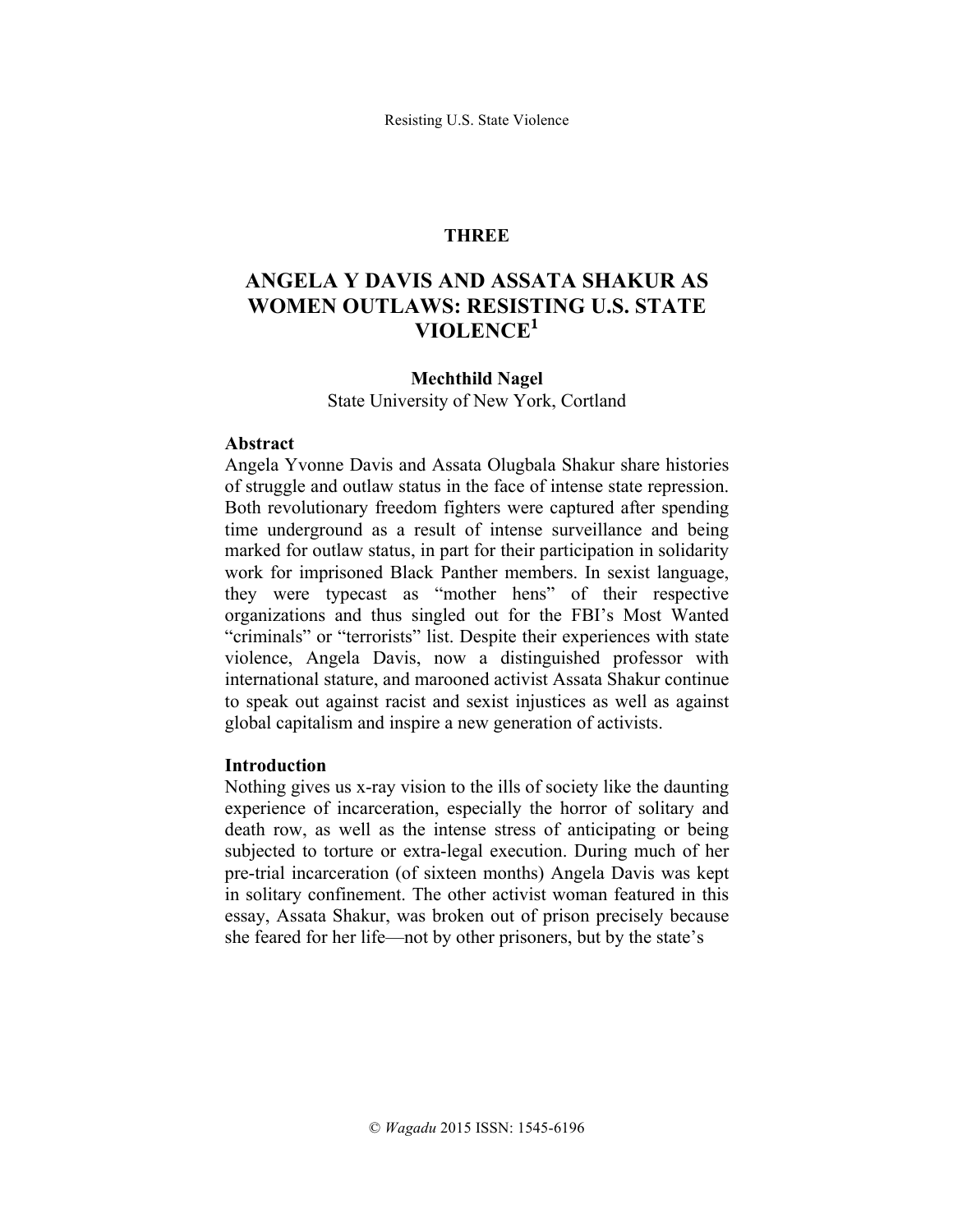**THREE**

# ANGELA Y DAVIS AND ASSATA SHAKUR AS WOMEN OUTLAWS: RESISTING U.S. STATE VIOLENCE[1]

**Mechthild Nagel**
State University of New York, Cortland

## Abstract

Angela Yvonne Davis and Assata Olugbala Shakur share histories of struggle and outlaw status in the face of intense state repression. Both revolutionary freedom fighters were captured after spending time underground as a result of intense surveillance and being marked for outlaw status, in part for their participation in solidarity work for imprisoned Black Panther members. In sexist language, they were typecast as "mother hens" of their respective organizations and thus singled out for the FBI's Most Wanted "criminals" or "terrorists" list. Despite their experiences with state violence, Angela Davis, now a distinguished professor with international stature, and marooned activist Assata Shakur continue to speak out against racist and sexist injustices as well as against global capitalism and inspire a new generation of activists.

## Introduction

Nothing gives us x-ray vision to the ills of society like the daunting experience of incarceration, especially the horror of solitary and death row, as well as the intense stress of anticipating or being subjected to torture or extra-legal execution. During much of her pre-trial incarceration (of sixteen months) Angela Davis was kept in solitary confinement. The other activist woman featured in this essay, Assata Shakur, was broken out of prison precisely because she feared for her life—not by other prisoners, but by the state's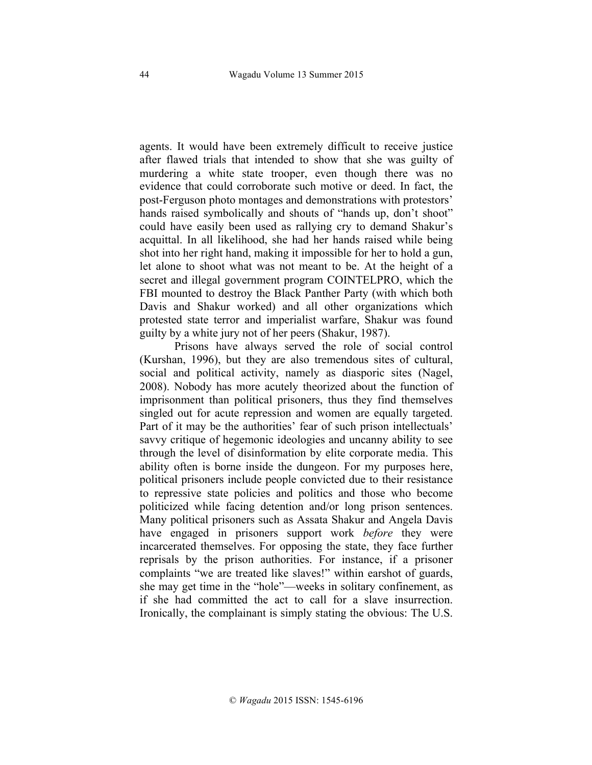agents. It would have been extremely difficult to receive justice after flawed trials that intended to show that she was guilty of murdering a white state trooper, even though there was no evidence that could corroborate such motive or deed. In fact, the post-Ferguson photo montages and demonstrations with protestors' hands raised symbolically and shouts of "hands up, don't shoot" could have easily been used as rallying cry to demand Shakur's acquittal. In all likelihood, she had her hands raised while being shot into her right hand, making it impossible for her to hold a gun, let alone to shoot what was not meant to be. At the height of a secret and illegal government program COINTELPRO, which the FBI mounted to destroy the Black Panther Party (with which both Davis and Shakur worked) and all other organizations which protested state terror and imperialist warfare, Shakur was found guilty by a white jury not of her peers (Shakur, 1987).

Prisons have always served the role of social control (Kurshan, 1996), but they are also tremendous sites of cultural, social and political activity, namely as diasporic sites (Nagel, 2008). Nobody has more acutely theorized about the function of imprisonment than political prisoners, thus they find themselves singled out for acute repression and women are equally targeted. Part of it may be the authorities' fear of such prison intellectuals' savvy critique of hegemonic ideologies and uncanny ability to see through the level of disinformation by elite corporate media. This ability often is borne inside the dungeon. For my purposes here, political prisoners include people convicted due to their resistance to repressive state policies and politics and those who become politicized while facing detention and/or long prison sentences. Many political prisoners such as Assata Shakur and Angela Davis have engaged in prisoners support work *before* they were incarcerated themselves. For opposing the state, they face further reprisals by the prison authorities. For instance, if a prisoner complaints "we are treated like slaves!" within earshot of guards, she may get time in the "hole"—weeks in solitary confinement, as if she had committed the act to call for a slave insurrection. Ironically, the complainant is simply stating the obvious: The U.S.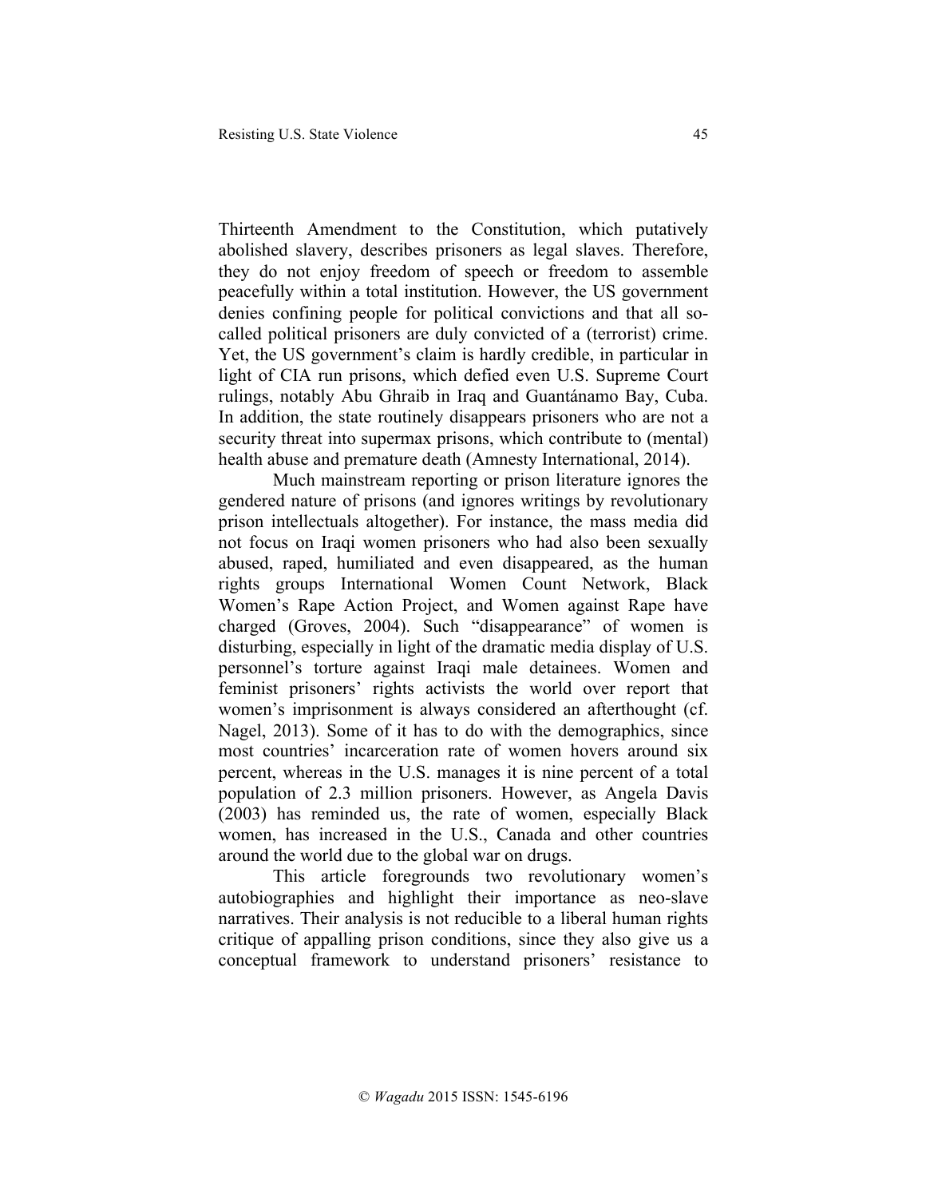Thirteenth Amendment to the Constitution, which putatively abolished slavery, describes prisoners as legal slaves. Therefore, they do not enjoy freedom of speech or freedom to assemble peacefully within a total institution. However, the US government denies confining people for political convictions and that all so-called political prisoners are duly convicted of a (terrorist) crime. Yet, the US government's claim is hardly credible, in particular in light of CIA run prisons, which defied even U.S. Supreme Court rulings, notably Abu Ghraib in Iraq and Guantánamo Bay, Cuba. In addition, the state routinely disappears prisoners who are not a security threat into supermax prisons, which contribute to (mental) health abuse and premature death (Amnesty International, 2014).

Much mainstream reporting or prison literature ignores the gendered nature of prisons (and ignores writings by revolutionary prison intellectuals altogether). For instance, the mass media did not focus on Iraqi women prisoners who had also been sexually abused, raped, humiliated and even disappeared, as the human rights groups International Women Count Network, Black Women's Rape Action Project, and Women against Rape have charged (Groves, 2004). Such "disappearance" of women is disturbing, especially in light of the dramatic media display of U.S. personnel's torture against Iraqi male detainees. Women and feminist prisoners' rights activists the world over report that women's imprisonment is always considered an afterthought (cf. Nagel, 2013). Some of it has to do with the demographics, since most countries' incarceration rate of women hovers around six percent, whereas in the U.S. manages it is nine percent of a total population of 2.3 million prisoners. However, as Angela Davis (2003) has reminded us, the rate of women, especially Black women, has increased in the U.S., Canada and other countries around the world due to the global war on drugs.

This article foregrounds two revolutionary women's autobiographies and highlight their importance as neo-slave narratives. Their analysis is not reducible to a liberal human rights critique of appalling prison conditions, since they also give us a conceptual framework to understand prisoners' resistance to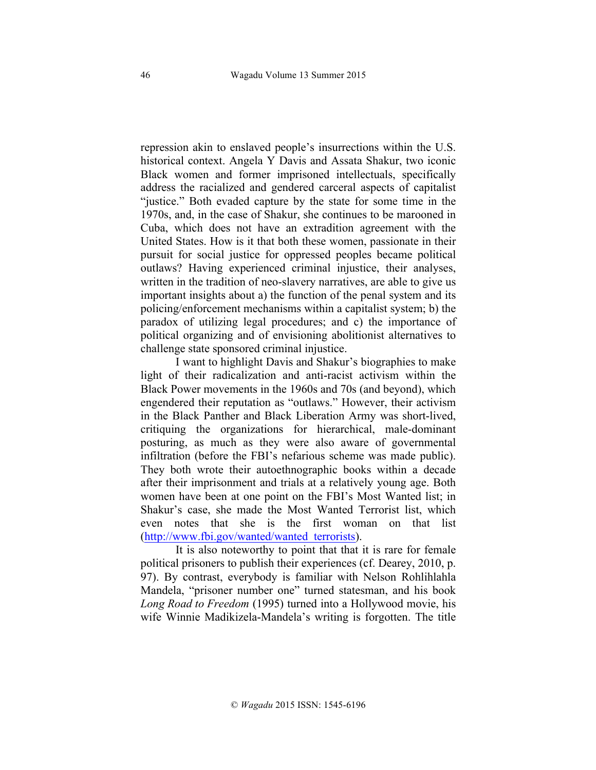repression akin to enslaved people's insurrections within the U.S. historical context. Angela Y Davis and Assata Shakur, two iconic Black women and former imprisoned intellectuals, specifically address the racialized and gendered carceral aspects of capitalist "justice." Both evaded capture by the state for some time in the 1970s, and, in the case of Shakur, she continues to be marooned in Cuba, which does not have an extradition agreement with the United States. How is it that both these women, passionate in their pursuit for social justice for oppressed peoples became political outlaws? Having experienced criminal injustice, their analyses, written in the tradition of neo-slavery narratives, are able to give us important insights about a) the function of the penal system and its policing/enforcement mechanisms within a capitalist system; b) the paradox of utilizing legal procedures; and c) the importance of political organizing and of envisioning abolitionist alternatives to challenge state sponsored criminal injustice.

I want to highlight Davis and Shakur's biographies to make light of their radicalization and anti-racist activism within the Black Power movements in the 1960s and 70s (and beyond), which engendered their reputation as "outlaws." However, their activism in the Black Panther and Black Liberation Army was short-lived, critiquing the organizations for hierarchical, male-dominant posturing, as much as they were also aware of governmental infiltration (before the FBI's nefarious scheme was made public). They both wrote their autoethnographic books within a decade after their imprisonment and trials at a relatively young age. Both women have been at one point on the FBI's Most Wanted list; in Shakur's case, she made the Most Wanted Terrorist list, which even notes that she is the first woman on that list (http://www.fbi.gov/wanted/wanted_terrorists).

It is also noteworthy to point that that it is rare for female political prisoners to publish their experiences (cf. Dearey, 2010, p. 97). By contrast, everybody is familiar with Nelson Rohlihlahla Mandela, "prisoner number one" turned statesman, and his book *Long Road to Freedom* (1995) turned into a Hollywood movie, his wife Winnie Madikizela-Mandela's writing is forgotten. The title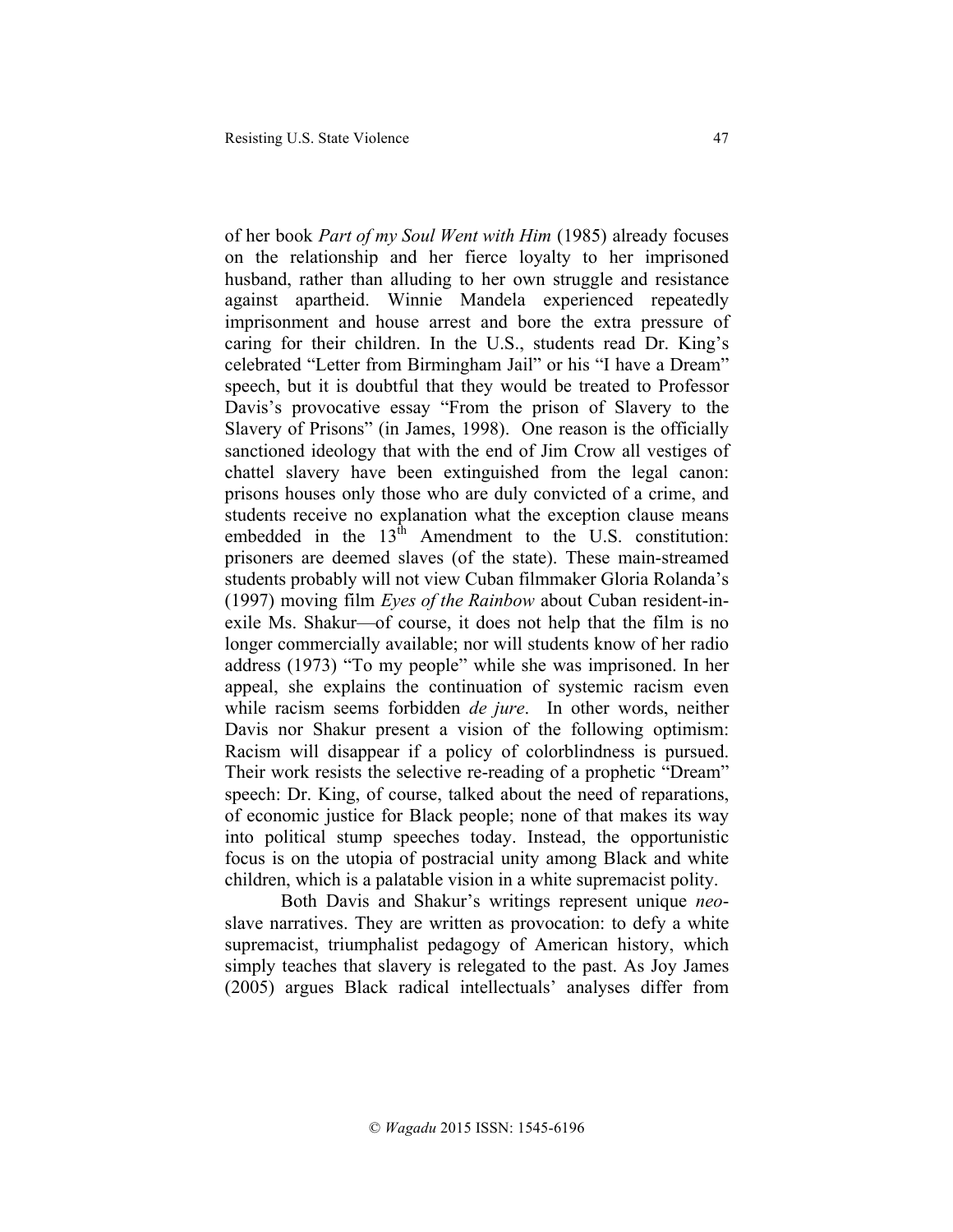of her book *Part of my Soul Went with Him* (1985) already focuses on the relationship and her fierce loyalty to her imprisoned husband, rather than alluding to her own struggle and resistance against apartheid. Winnie Mandela experienced repeatedly imprisonment and house arrest and bore the extra pressure of caring for their children. In the U.S., students read Dr. King's celebrated "Letter from Birmingham Jail" or his "I have a Dream" speech, but it is doubtful that they would be treated to Professor Davis's provocative essay "From the prison of Slavery to the Slavery of Prisons" (in James, 1998). One reason is the officially sanctioned ideology that with the end of Jim Crow all vestiges of chattel slavery have been extinguished from the legal canon: prisons houses only those who are duly convicted of a crime, and students receive no explanation what the exception clause means embedded in the 13th Amendment to the U.S. constitution: prisoners are deemed slaves (of the state). These main-streamed students probably will not view Cuban filmmaker Gloria Rolanda's (1997) moving film *Eyes of the Rainbow* about Cuban resident-in-exile Ms. Shakur—of course, it does not help that the film is no longer commercially available; nor will students know of her radio address (1973) "To my people" while she was imprisoned. In her appeal, she explains the continuation of systemic racism even while racism seems forbidden *de jure*. In other words, neither Davis nor Shakur present a vision of the following optimism: Racism will disappear if a policy of colorblindness is pursued. Their work resists the selective re-reading of a prophetic "Dream" speech: Dr. King, of course, talked about the need of reparations, of economic justice for Black people; none of that makes its way into political stump speeches today. Instead, the opportunistic focus is on the utopia of postracial unity among Black and white children, which is a palatable vision in a white supremacist polity.

Both Davis and Shakur's writings represent unique *neo*-slave narratives. They are written as provocation: to defy a white supremacist, triumphalist pedagogy of American history, which simply teaches that slavery is relegated to the past. As Joy James (2005) argues Black radical intellectuals' analyses differ from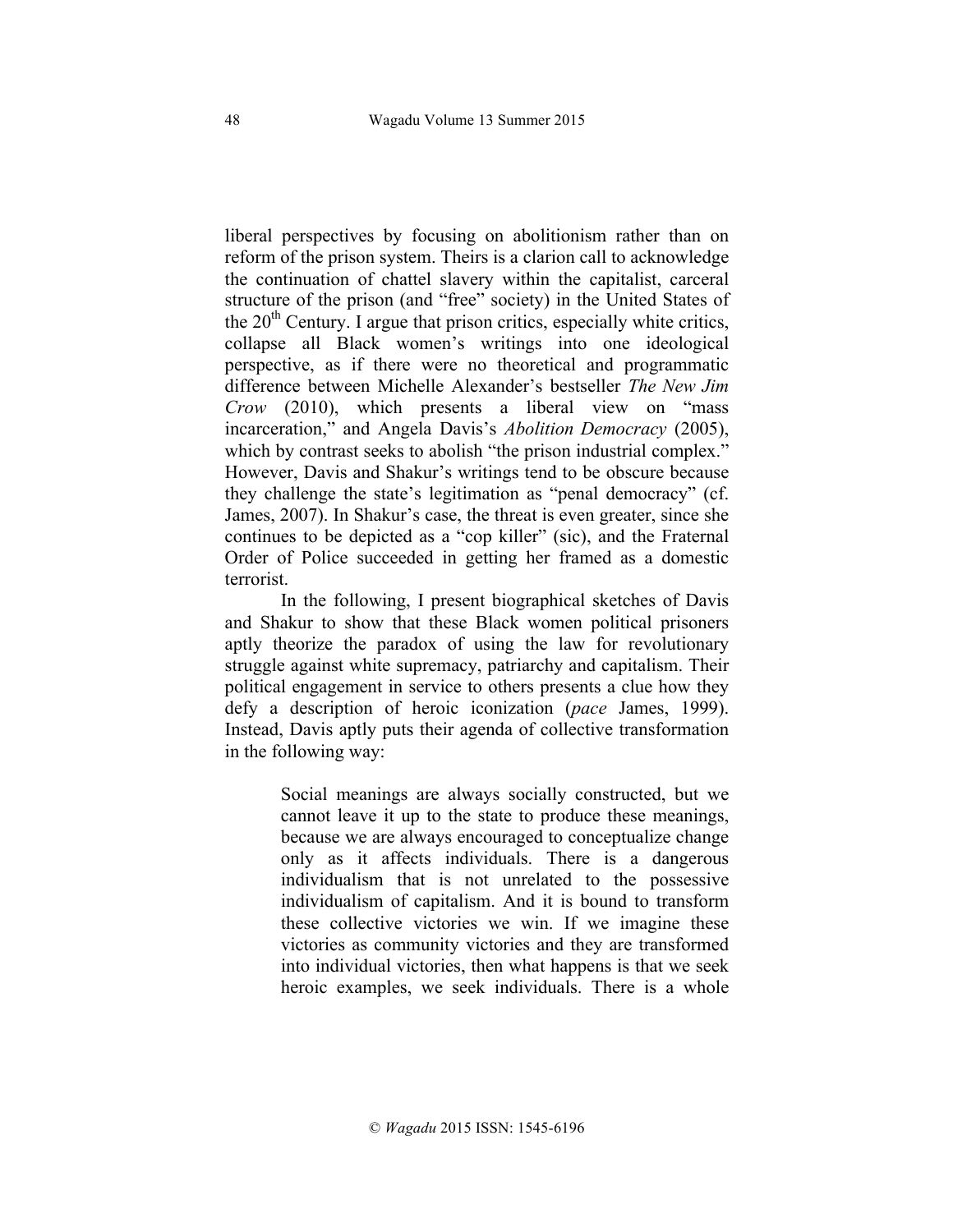liberal perspectives by focusing on abolitionism rather than on reform of the prison system. Theirs is a clarion call to acknowledge the continuation of chattel slavery within the capitalist, carceral structure of the prison (and "free" society) in the United States of the 20th Century. I argue that prison critics, especially white critics, collapse all Black women's writings into one ideological perspective, as if there were no theoretical and programmatic difference between Michelle Alexander's bestseller *The New Jim Crow* (2010), which presents a liberal view on "mass incarceration," and Angela Davis's *Abolition Democracy* (2005), which by contrast seeks to abolish "the prison industrial complex." However, Davis and Shakur's writings tend to be obscure because they challenge the state's legitimation as "penal democracy" (cf. James, 2007). In Shakur's case, the threat is even greater, since she continues to be depicted as a "cop killer" (sic), and the Fraternal Order of Police succeeded in getting her framed as a domestic terrorist.

In the following, I present biographical sketches of Davis and Shakur to show that these Black women political prisoners aptly theorize the paradox of using the law for revolutionary struggle against white supremacy, patriarchy and capitalism. Their political engagement in service to others presents a clue how they defy a description of heroic iconization (*pace* James, 1999). Instead, Davis aptly puts their agenda of collective transformation in the following way:

> Social meanings are always socially constructed, but we cannot leave it up to the state to produce these meanings, because we are always encouraged to conceptualize change only as it affects individuals. There is a dangerous individualism that is not unrelated to the possessive individualism of capitalism. And it is bound to transform these collective victories we win. If we imagine these victories as community victories and they are transformed into individual victories, then what happens is that we seek heroic examples, we seek individuals. There is a whole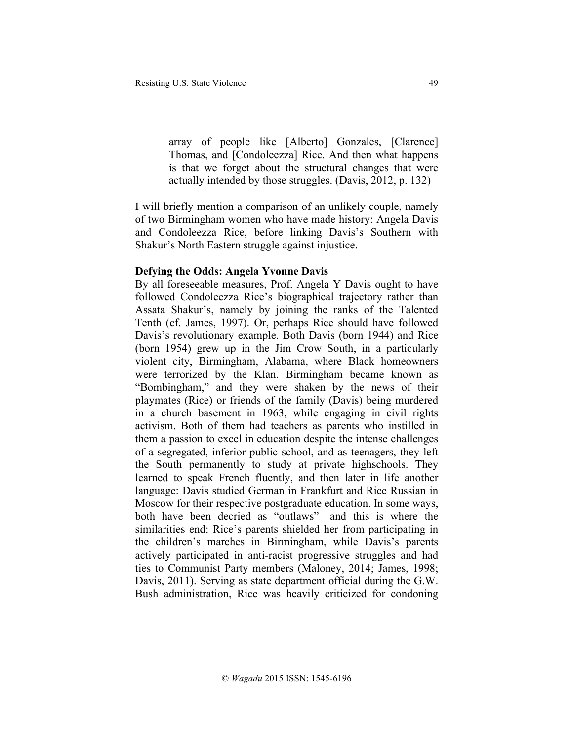> array of people like [Alberto] Gonzales, [Clarence] Thomas, and [Condoleezza] Rice. And then what happens is that we forget about the structural changes that were actually intended by those struggles. (Davis, 2012, p. 132)

I will briefly mention a comparison of an unlikely couple, namely of two Birmingham women who have made history: Angela Davis and Condoleezza Rice, before linking Davis's Southern with Shakur's North Eastern struggle against injustice.

**Defying the Odds: Angela Yvonne Davis**

By all foreseeable measures, Prof. Angela Y Davis ought to have followed Condoleezza Rice's biographical trajectory rather than Assata Shakur's, namely by joining the ranks of the Talented Tenth (cf. James, 1997). Or, perhaps Rice should have followed Davis's revolutionary example. Both Davis (born 1944) and Rice (born 1954) grew up in the Jim Crow South, in a particularly violent city, Birmingham, Alabama, where Black homeowners were terrorized by the Klan. Birmingham became known as "Bombingham," and they were shaken by the news of their playmates (Rice) or friends of the family (Davis) being murdered in a church basement in 1963, while engaging in civil rights activism. Both of them had teachers as parents who instilled in them a passion to excel in education despite the intense challenges of a segregated, inferior public school, and as teenagers, they left the South permanently to study at private highschools. They learned to speak French fluently, and then later in life another language: Davis studied German in Frankfurt and Rice Russian in Moscow for their respective postgraduate education. In some ways, both have been decried as "outlaws"—and this is where the similarities end: Rice's parents shielded her from participating in the children's marches in Birmingham, while Davis's parents actively participated in anti-racist progressive struggles and had ties to Communist Party members (Maloney, 2014; James, 1998; Davis, 2011). Serving as state department official during the G.W. Bush administration, Rice was heavily criticized for condoning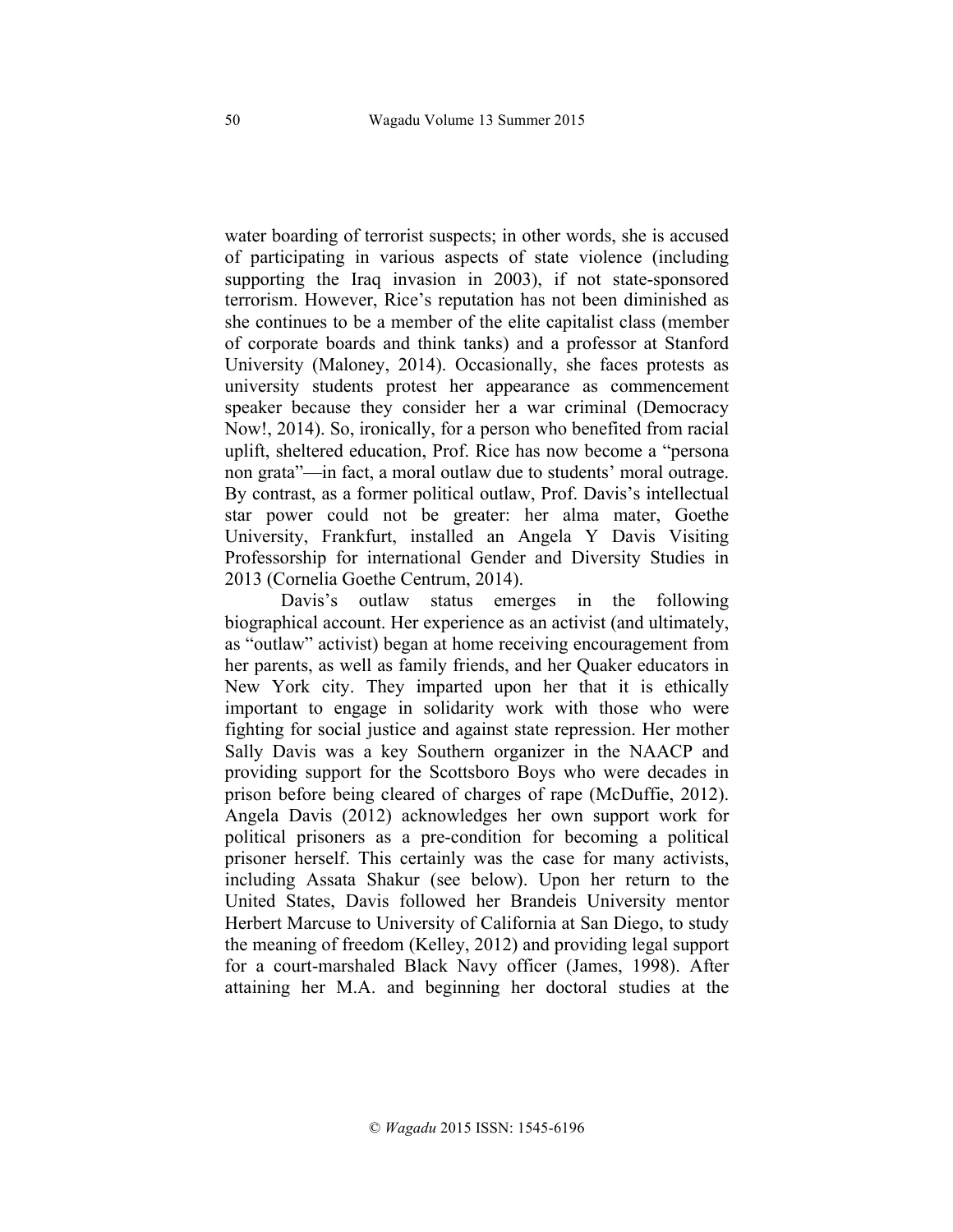water boarding of terrorist suspects; in other words, she is accused of participating in various aspects of state violence (including supporting the Iraq invasion in 2003), if not state-sponsored terrorism. However, Rice's reputation has not been diminished as she continues to be a member of the elite capitalist class (member of corporate boards and think tanks) and a professor at Stanford University (Maloney, 2014). Occasionally, she faces protests as university students protest her appearance as commencement speaker because they consider her a war criminal (Democracy Now!, 2014). So, ironically, for a person who benefited from racial uplift, sheltered education, Prof. Rice has now become a "persona non grata"—in fact, a moral outlaw due to students' moral outrage. By contrast, as a former political outlaw, Prof. Davis's intellectual star power could not be greater: her alma mater, Goethe University, Frankfurt, installed an Angela Y Davis Visiting Professorship for international Gender and Diversity Studies in 2013 (Cornelia Goethe Centrum, 2014).

Davis's outlaw status emerges in the following biographical account. Her experience as an activist (and ultimately, as "outlaw" activist) began at home receiving encouragement from her parents, as well as family friends, and her Quaker educators in New York city. They imparted upon her that it is ethically important to engage in solidarity work with those who were fighting for social justice and against state repression. Her mother Sally Davis was a key Southern organizer in the NAACP and providing support for the Scottsboro Boys who were decades in prison before being cleared of charges of rape (McDuffie, 2012). Angela Davis (2012) acknowledges her own support work for political prisoners as a pre-condition for becoming a political prisoner herself. This certainly was the case for many activists, including Assata Shakur (see below). Upon her return to the United States, Davis followed her Brandeis University mentor Herbert Marcuse to University of California at San Diego, to study the meaning of freedom (Kelley, 2012) and providing legal support for a court-marshaled Black Navy officer (James, 1998). After attaining her M.A. and beginning her doctoral studies at the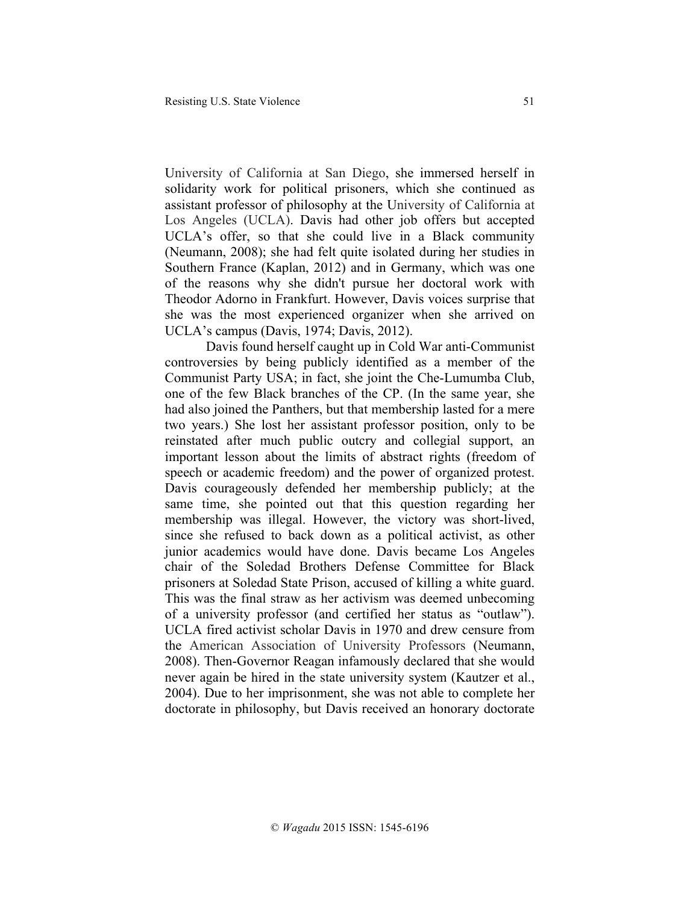University of California at San Diego, she immersed herself in solidarity work for political prisoners, which she continued as assistant professor of philosophy at the University of California at Los Angeles (UCLA). Davis had other job offers but accepted UCLA's offer, so that she could live in a Black community (Neumann, 2008); she had felt quite isolated during her studies in Southern France (Kaplan, 2012) and in Germany, which was one of the reasons why she didn't pursue her doctoral work with Theodor Adorno in Frankfurt. However, Davis voices surprise that she was the most experienced organizer when she arrived on UCLA's campus (Davis, 1974; Davis, 2012).

Davis found herself caught up in Cold War anti-Communist controversies by being publicly identified as a member of the Communist Party USA; in fact, she joint the Che-Lumumba Club, one of the few Black branches of the CP. (In the same year, she had also joined the Panthers, but that membership lasted for a mere two years.) She lost her assistant professor position, only to be reinstated after much public outcry and collegial support, an important lesson about the limits of abstract rights (freedom of speech or academic freedom) and the power of organized protest. Davis courageously defended her membership publicly; at the same time, she pointed out that this question regarding her membership was illegal. However, the victory was short-lived, since she refused to back down as a political activist, as other junior academics would have done. Davis became Los Angeles chair of the Soledad Brothers Defense Committee for Black prisoners at Soledad State Prison, accused of killing a white guard. This was the final straw as her activism was deemed unbecoming of a university professor (and certified her status as "outlaw"). UCLA fired activist scholar Davis in 1970 and drew censure from the American Association of University Professors (Neumann, 2008). Then-Governor Reagan infamously declared that she would never again be hired in the state university system (Kautzer et al., 2004). Due to her imprisonment, she was not able to complete her doctorate in philosophy, but Davis received an honorary doctorate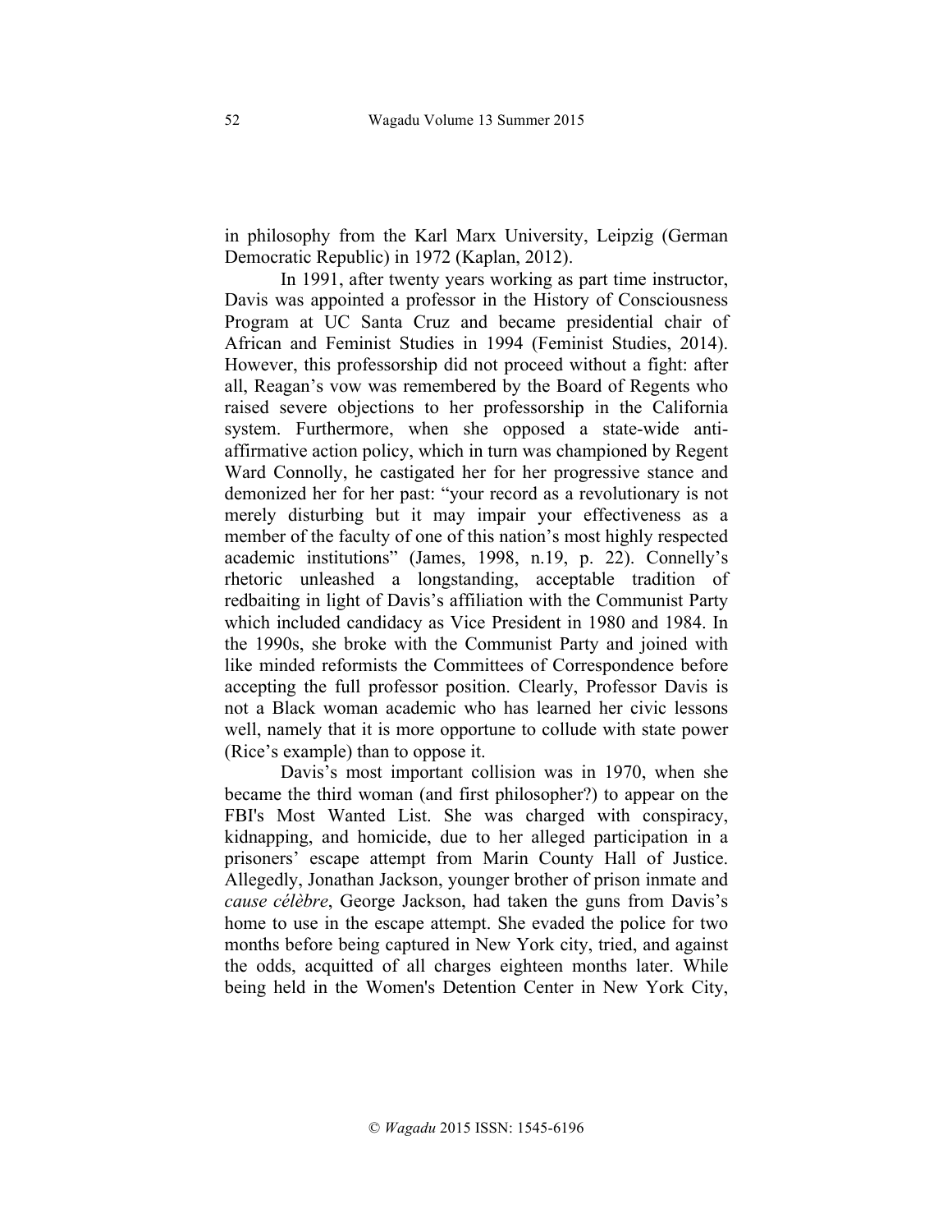in philosophy from the Karl Marx University, Leipzig (German Democratic Republic) in 1972 (Kaplan, 2012).

In 1991, after twenty years working as part time instructor, Davis was appointed a professor in the History of Consciousness Program at UC Santa Cruz and became presidential chair of African and Feminist Studies in 1994 (Feminist Studies, 2014). However, this professorship did not proceed without a fight: after all, Reagan's vow was remembered by the Board of Regents who raised severe objections to her professorship in the California system. Furthermore, when she opposed a state-wide anti-affirmative action policy, which in turn was championed by Regent Ward Connolly, he castigated her for her progressive stance and demonized her for her past: "your record as a revolutionary is not merely disturbing but it may impair your effectiveness as a member of the faculty of one of this nation's most highly respected academic institutions" (James, 1998, n.19, p. 22). Connelly's rhetoric unleashed a longstanding, acceptable tradition of redbaiting in light of Davis's affiliation with the Communist Party which included candidacy as Vice President in 1980 and 1984. In the 1990s, she broke with the Communist Party and joined with like minded reformists the Committees of Correspondence before accepting the full professor position. Clearly, Professor Davis is not a Black woman academic who has learned her civic lessons well, namely that it is more opportune to collude with state power (Rice's example) than to oppose it.

Davis's most important collision was in 1970, when she became the third woman (and first philosopher?) to appear on the FBI's Most Wanted List. She was charged with conspiracy, kidnapping, and homicide, due to her alleged participation in a prisoners' escape attempt from Marin County Hall of Justice. Allegedly, Jonathan Jackson, younger brother of prison inmate and *cause célèbre*, George Jackson, had taken the guns from Davis's home to use in the escape attempt. She evaded the police for two months before being captured in New York city, tried, and against the odds, acquitted of all charges eighteen months later. While being held in the Women's Detention Center in New York City,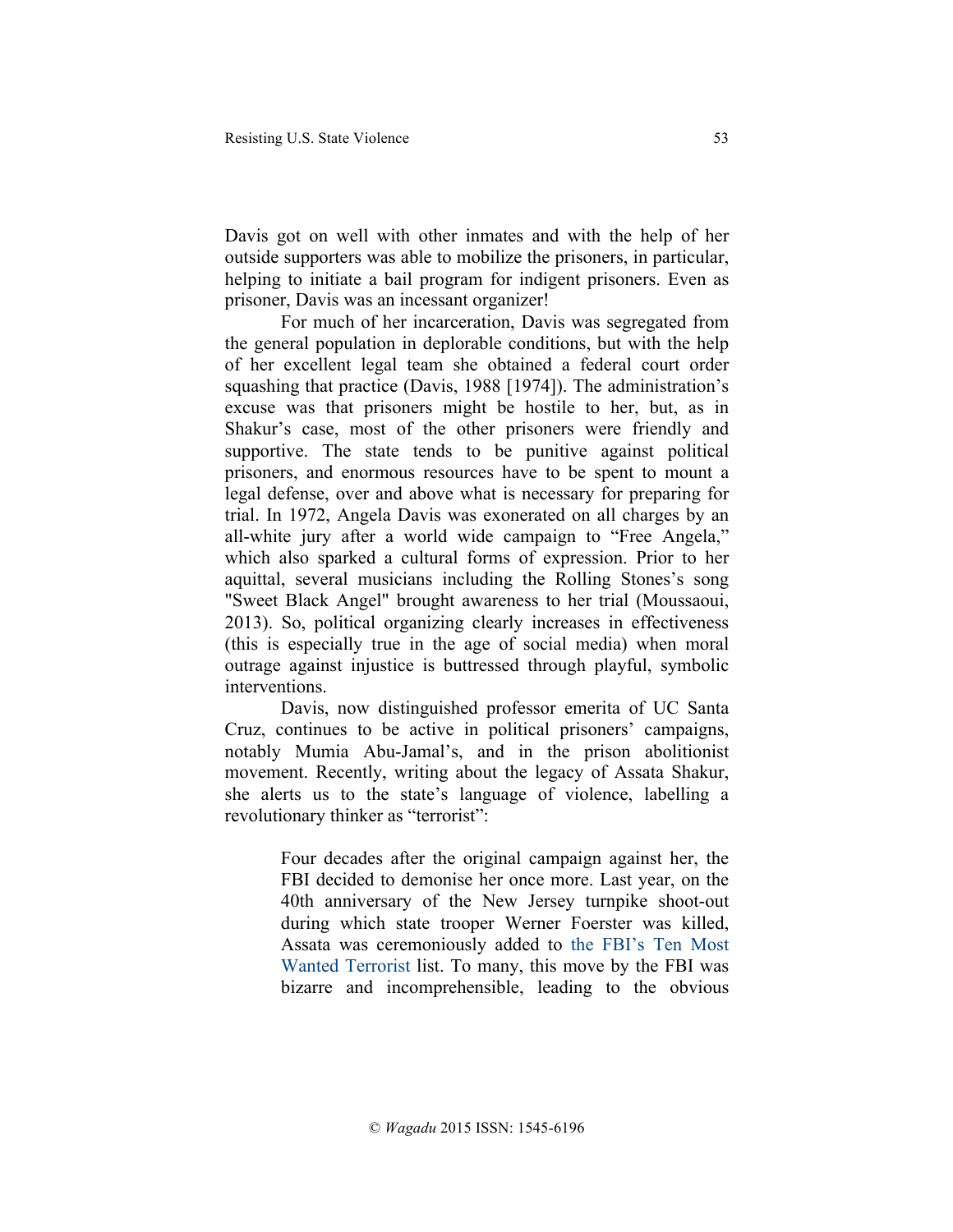Davis got on well with other inmates and with the help of her outside supporters was able to mobilize the prisoners, in particular, helping to initiate a bail program for indigent prisoners. Even as prisoner, Davis was an incessant organizer!

For much of her incarceration, Davis was segregated from the general population in deplorable conditions, but with the help of her excellent legal team she obtained a federal court order squashing that practice (Davis, 1988 [1974]). The administration's excuse was that prisoners might be hostile to her, but, as in Shakur's case, most of the other prisoners were friendly and supportive. The state tends to be punitive against political prisoners, and enormous resources have to be spent to mount a legal defense, over and above what is necessary for preparing for trial. In 1972, Angela Davis was exonerated on all charges by an all-white jury after a world wide campaign to "Free Angela," which also sparked a cultural forms of expression. Prior to her aquittal, several musicians including the Rolling Stones's song "Sweet Black Angel" brought awareness to her trial (Moussaoui, 2013). So, political organizing clearly increases in effectiveness (this is especially true in the age of social media) when moral outrage against injustice is buttressed through playful, symbolic interventions.

Davis, now distinguished professor emerita of UC Santa Cruz, continues to be active in political prisoners' campaigns, notably Mumia Abu-Jamal's, and in the prison abolitionist movement. Recently, writing about the legacy of Assata Shakur, she alerts us to the state's language of violence, labelling a revolutionary thinker as "terrorist":

> Four decades after the original campaign against her, the FBI decided to demonise her once more. Last year, on the 40th anniversary of the New Jersey turnpike shoot-out during which state trooper Werner Foerster was killed, Assata was ceremoniously added to the FBI's Ten Most Wanted Terrorist list. To many, this move by the FBI was bizarre and incomprehensible, leading to the obvious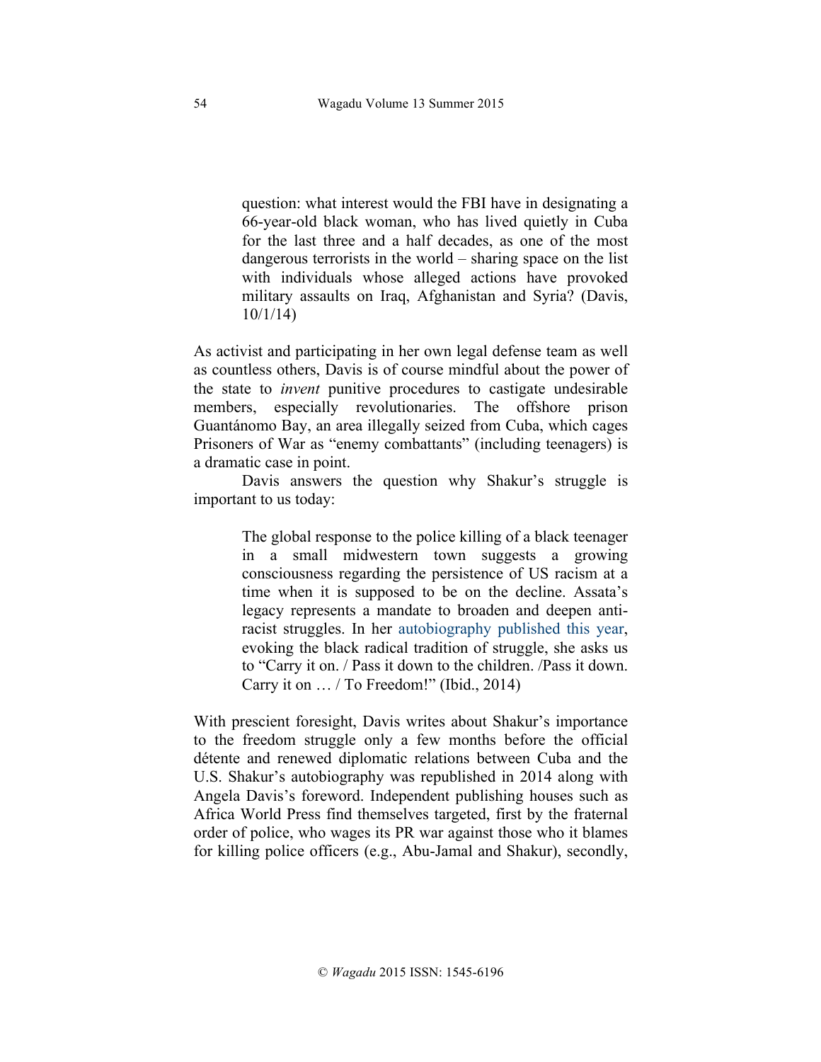> question: what interest would the FBI have in designating a 66-year-old black woman, who has lived quietly in Cuba for the last three and a half decades, as one of the most dangerous terrorists in the world – sharing space on the list with individuals whose alleged actions have provoked military assaults on Iraq, Afghanistan and Syria? (Davis, 10/1/14)

As activist and participating in her own legal defense team as well as countless others, Davis is of course mindful about the power of the state to *invent* punitive procedures to castigate undesirable members, especially revolutionaries. The offshore prison Guantánomo Bay, an area illegally seized from Cuba, which cages Prisoners of War as "enemy combattants" (including teenagers) is a dramatic case in point.

Davis answers the question why Shakur's struggle is important to us today:

> The global response to the police killing of a black teenager in a small midwestern town suggests a growing consciousness regarding the persistence of US racism at a time when it is supposed to be on the decline. Assata's legacy represents a mandate to broaden and deepen anti-racist struggles. In her autobiography published this year, evoking the black radical tradition of struggle, she asks us to "Carry it on. / Pass it down to the children. /Pass it down. Carry it on … / To Freedom!" (Ibid., 2014)

With prescient foresight, Davis writes about Shakur's importance to the freedom struggle only a few months before the official détente and renewed diplomatic relations between Cuba and the U.S. Shakur's autobiography was republished in 2014 along with Angela Davis's foreword. Independent publishing houses such as Africa World Press find themselves targeted, first by the fraternal order of police, who wages its PR war against those who it blames for killing police officers (e.g., Abu-Jamal and Shakur), secondly,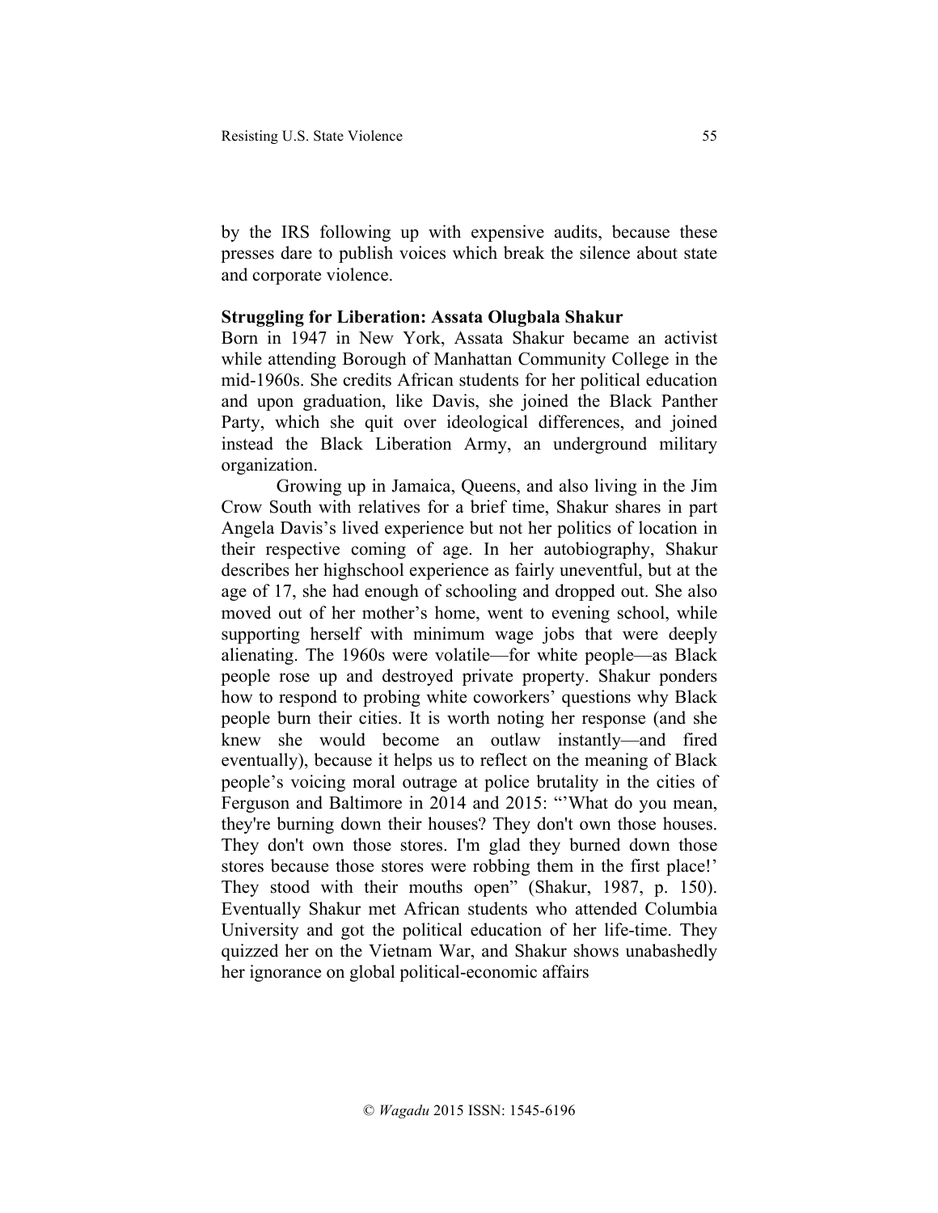by the IRS following up with expensive audits, because these presses dare to publish voices which break the silence about state and corporate violence.

**Struggling for Liberation: Assata Olugbala Shakur**

Born in 1947 in New York, Assata Shakur became an activist while attending Borough of Manhattan Community College in the mid-1960s. She credits African students for her political education and upon graduation, like Davis, she joined the Black Panther Party, which she quit over ideological differences, and joined instead the Black Liberation Army, an underground military organization.

Growing up in Jamaica, Queens, and also living in the Jim Crow South with relatives for a brief time, Shakur shares in part Angela Davis's lived experience but not her politics of location in their respective coming of age. In her autobiography, Shakur describes her highschool experience as fairly uneventful, but at the age of 17, she had enough of schooling and dropped out. She also moved out of her mother's home, went to evening school, while supporting herself with minimum wage jobs that were deeply alienating. The 1960s were volatile—for white people—as Black people rose up and destroyed private property. Shakur ponders how to respond to probing white coworkers' questions why Black people burn their cities. It is worth noting her response (and she knew she would become an outlaw instantly—and fired eventually), because it helps us to reflect on the meaning of Black people's voicing moral outrage at police brutality in the cities of Ferguson and Baltimore in 2014 and 2015: "'What do you mean, they're burning down their houses? They don't own those houses. They don't own those stores. I'm glad they burned down those stores because those stores were robbing them in the first place!' They stood with their mouths open" (Shakur, 1987, p. 150). Eventually Shakur met African students who attended Columbia University and got the political education of her life-time. They quizzed her on the Vietnam War, and Shakur shows unabashedly her ignorance on global political-economic affairs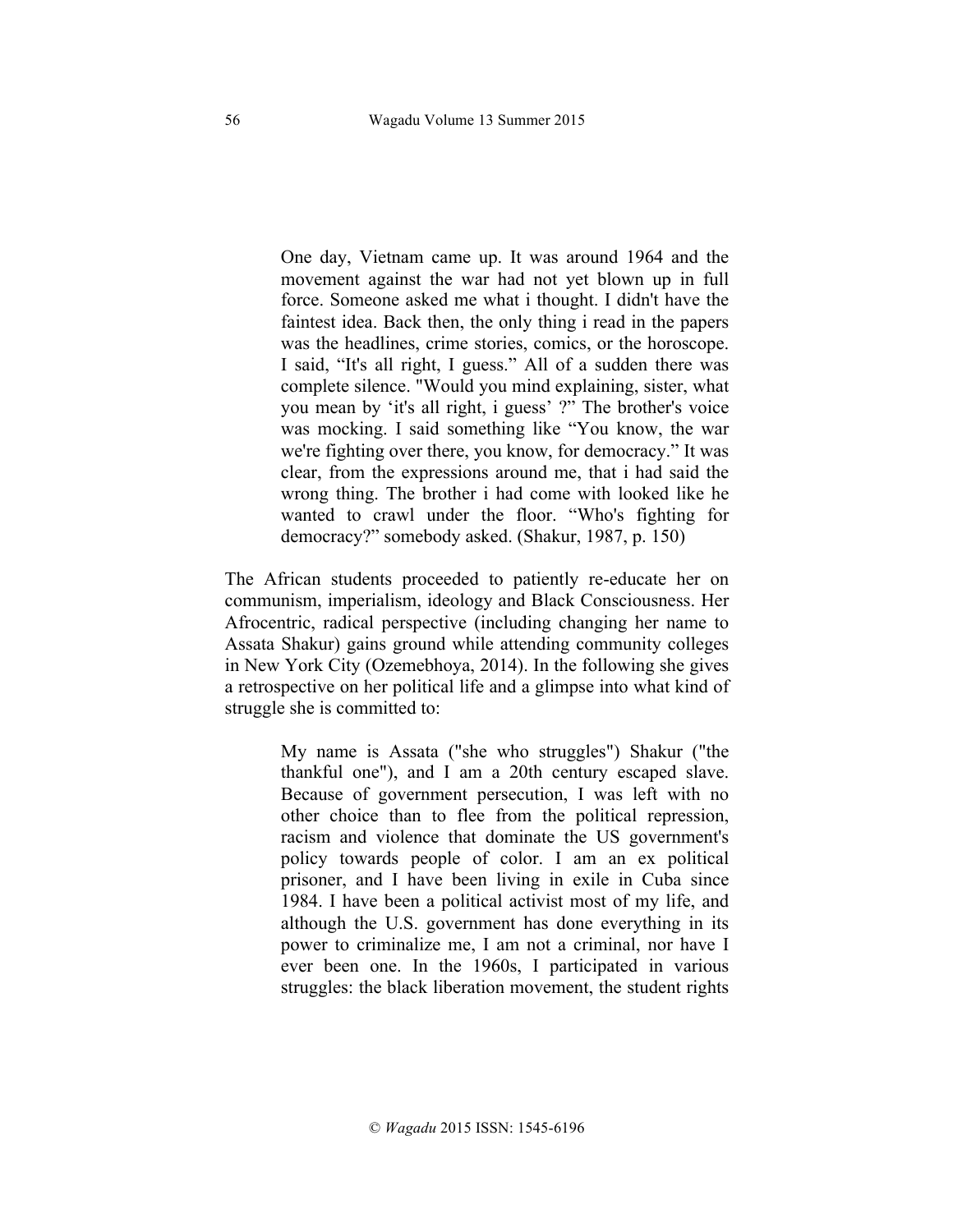> One day, Vietnam came up. It was around 1964 and the movement against the war had not yet blown up in full force. Someone asked me what i thought. I didn't have the faintest idea. Back then, the only thing i read in the papers was the headlines, crime stories, comics, or the horoscope. I said, “It's all right, I guess.” All of a sudden there was complete silence. "Would you mind explaining, sister, what you mean by ‘it's all right, i guess’ ?” The brother's voice was mocking. I said something like “You know, the war we're fighting over there, you know, for democracy.” It was clear, from the expressions around me, that i had said the wrong thing. The brother i had come with looked like he wanted to crawl under the floor. “Who's fighting for democracy?” somebody asked. (Shakur, 1987, p. 150)

The African students proceeded to patiently re-educate her on communism, imperialism, ideology and Black Consciousness. Her Afrocentric, radical perspective (including changing her name to Assata Shakur) gains ground while attending community colleges in New York City (Ozemebhoya, 2014). In the following she gives a retrospective on her political life and a glimpse into what kind of struggle she is committed to:

> My name is Assata ("she who struggles") Shakur ("the thankful one"), and I am a 20th century escaped slave. Because of government persecution, I was left with no other choice than to flee from the political repression, racism and violence that dominate the US government's policy towards people of color. I am an ex political prisoner, and I have been living in exile in Cuba since 1984. I have been a political activist most of my life, and although the U.S. government has done everything in its power to criminalize me, I am not a criminal, nor have I ever been one. In the 1960s, I participated in various struggles: the black liberation movement, the student rights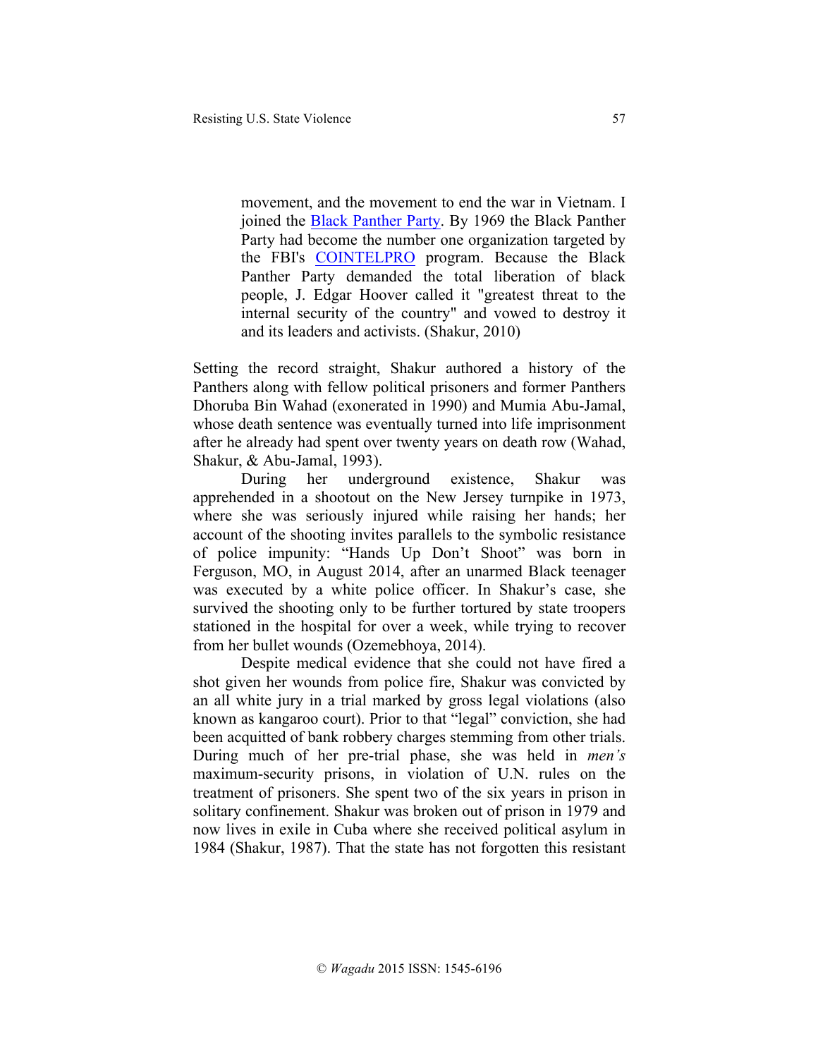> movement, and the movement to end the war in Vietnam. I joined the Black Panther Party. By 1969 the Black Panther Party had become the number one organization targeted by the FBI's COINTELPRO program. Because the Black Panther Party demanded the total liberation of black people, J. Edgar Hoover called it "greatest threat to the internal security of the country" and vowed to destroy it and its leaders and activists. (Shakur, 2010)

Setting the record straight, Shakur authored a history of the Panthers along with fellow political prisoners and former Panthers Dhoruba Bin Wahad (exonerated in 1990) and Mumia Abu-Jamal, whose death sentence was eventually turned into life imprisonment after he already had spent over twenty years on death row (Wahad, Shakur, & Abu-Jamal, 1993).

During her underground existence, Shakur was apprehended in a shootout on the New Jersey turnpike in 1973, where she was seriously injured while raising her hands; her account of the shooting invites parallels to the symbolic resistance of police impunity: "Hands Up Don't Shoot" was born in Ferguson, MO, in August 2014, after an unarmed Black teenager was executed by a white police officer. In Shakur's case, she survived the shooting only to be further tortured by state troopers stationed in the hospital for over a week, while trying to recover from her bullet wounds (Ozemebhoya, 2014).

Despite medical evidence that she could not have fired a shot given her wounds from police fire, Shakur was convicted by an all white jury in a trial marked by gross legal violations (also known as kangaroo court). Prior to that "legal" conviction, she had been acquitted of bank robbery charges stemming from other trials. During much of her pre-trial phase, she was held in *men's* maximum-security prisons, in violation of U.N. rules on the treatment of prisoners. She spent two of the six years in prison in solitary confinement. Shakur was broken out of prison in 1979 and now lives in exile in Cuba where she received political asylum in 1984 (Shakur, 1987). That the state has not forgotten this resistant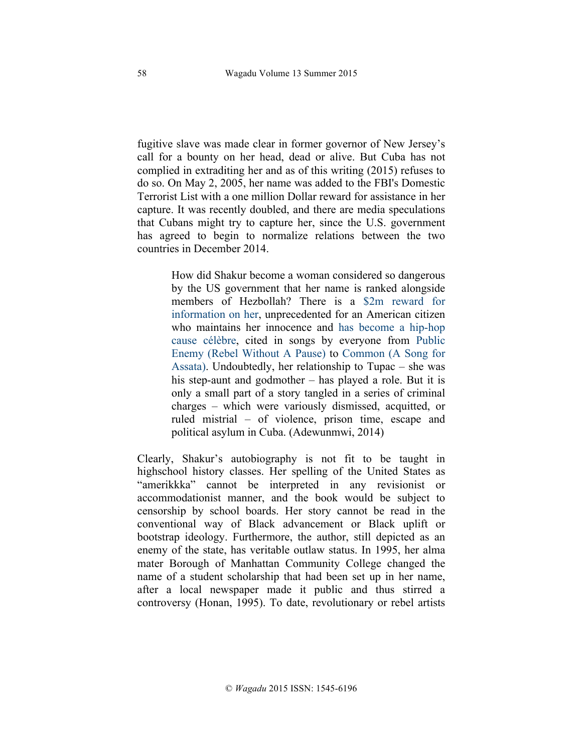fugitive slave was made clear in former governor of New Jersey's call for a bounty on her head, dead or alive. But Cuba has not complied in extraditing her and as of this writing (2015) refuses to do so. On May 2, 2005, her name was added to the FBI's Domestic Terrorist List with a one million Dollar reward for assistance in her capture. It was recently doubled, and there are media speculations that Cubans might try to capture her, since the U.S. government has agreed to begin to normalize relations between the two countries in December 2014.

> How did Shakur become a woman considered so dangerous by the US government that her name is ranked alongside members of Hezbollah? There is a $2m reward for information on her, unprecedented for an American citizen who maintains her innocence and has become a hip-hop cause célèbre, cited in songs by everyone from Public Enemy (Rebel Without A Pause) to Common (A Song for Assata). Undoubtedly, her relationship to Tupac – she was his step-aunt and godmother – has played a role. But it is only a small part of a story tangled in a series of criminal charges – which were variously dismissed, acquitted, or ruled mistrial – of violence, prison time, escape and political asylum in Cuba. (Adewunmwi, 2014)

Clearly, Shakur's autobiography is not fit to be taught in highschool history classes. Her spelling of the United States as "amerikkka" cannot be interpreted in any revisionist or accommodationist manner, and the book would be subject to censorship by school boards. Her story cannot be read in the conventional way of Black advancement or Black uplift or bootstrap ideology. Furthermore, the author, still depicted as an enemy of the state, has veritable outlaw status. In 1995, her alma mater Borough of Manhattan Community College changed the name of a student scholarship that had been set up in her name, after a local newspaper made it public and thus stirred a controversy (Honan, 1995). To date, revolutionary or rebel artists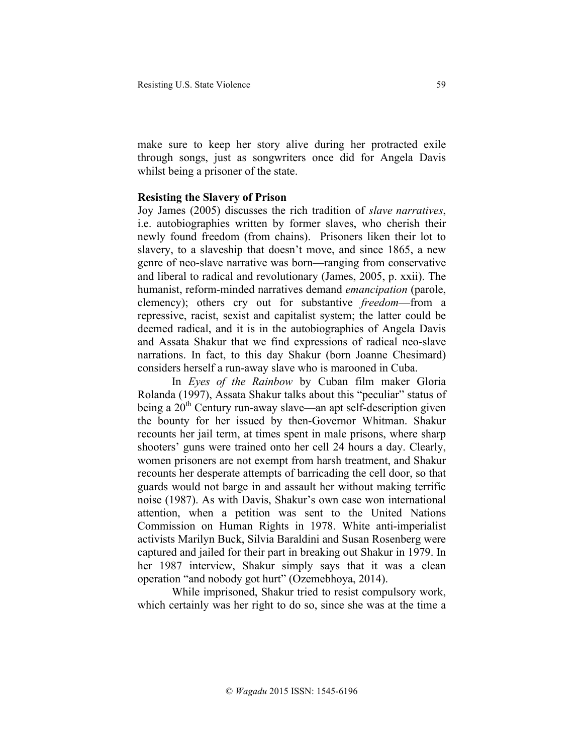make sure to keep her story alive during her protracted exile through songs, just as songwriters once did for Angela Davis whilst being a prisoner of the state.

**Resisting the Slavery of Prison**

Joy James (2005) discusses the rich tradition of *slave narratives*, i.e. autobiographies written by former slaves, who cherish their newly found freedom (from chains). Prisoners liken their lot to slavery, to a slaveship that doesn't move, and since 1865, a new genre of neo-slave narrative was born—ranging from conservative and liberal to radical and revolutionary (James, 2005, p. xxii). The humanist, reform-minded narratives demand *emancipation* (parole, clemency); others cry out for substantive *freedom*—from a repressive, racist, sexist and capitalist system; the latter could be deemed radical, and it is in the autobiographies of Angela Davis and Assata Shakur that we find expressions of radical neo-slave narrations. In fact, to this day Shakur (born Joanne Chesimard) considers herself a run-away slave who is marooned in Cuba.

In *Eyes of the Rainbow* by Cuban film maker Gloria Rolanda (1997), Assata Shakur talks about this "peculiar" status of being a 20th Century run-away slave—an apt self-description given the bounty for her issued by then-Governor Whitman. Shakur recounts her jail term, at times spent in male prisons, where sharp shooters' guns were trained onto her cell 24 hours a day. Clearly, women prisoners are not exempt from harsh treatment, and Shakur recounts her desperate attempts of barricading the cell door, so that guards would not barge in and assault her without making terrific noise (1987). As with Davis, Shakur's own case won international attention, when a petition was sent to the United Nations Commission on Human Rights in 1978. White anti-imperialist activists Marilyn Buck, Silvia Baraldini and Susan Rosenberg were captured and jailed for their part in breaking out Shakur in 1979. In her 1987 interview, Shakur simply says that it was a clean operation "and nobody got hurt" (Ozemebhoya, 2014).

While imprisoned, Shakur tried to resist compulsory work, which certainly was her right to do so, since she was at the time a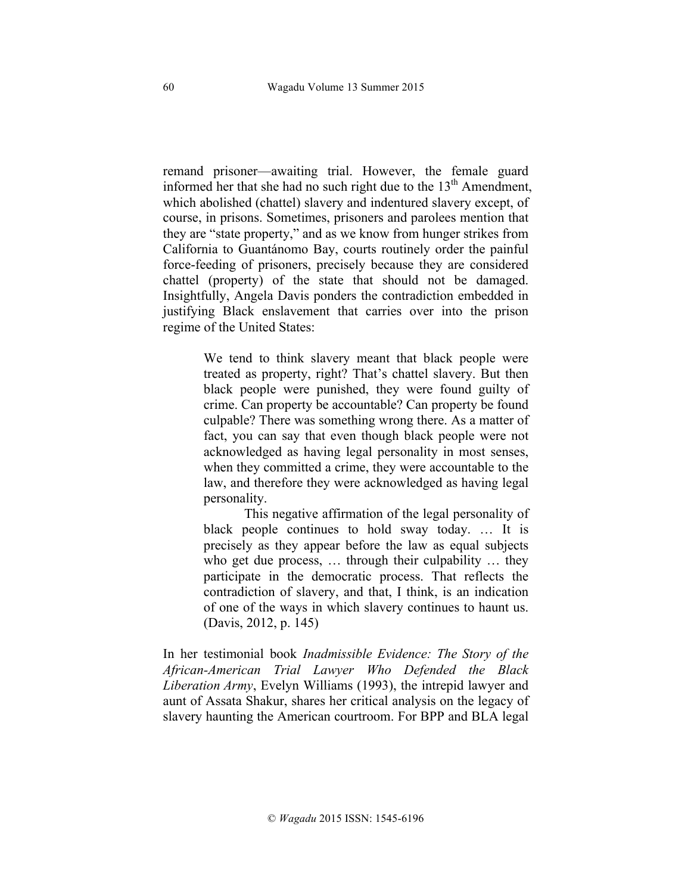remand prisoner—awaiting trial. However, the female guard informed her that she had no such right due to the 13th Amendment, which abolished (chattel) slavery and indentured slavery except, of course, in prisons. Sometimes, prisoners and parolees mention that they are "state property," and as we know from hunger strikes from California to Guantánomo Bay, courts routinely order the painful force-feeding of prisoners, precisely because they are considered chattel (property) of the state that should not be damaged. Insightfully, Angela Davis ponders the contradiction embedded in justifying Black enslavement that carries over into the prison regime of the United States:

> We tend to think slavery meant that black people were treated as property, right? That's chattel slavery. But then black people were punished, they were found guilty of crime. Can property be accountable? Can property be found culpable? There was something wrong there. As a matter of fact, you can say that even though black people were not acknowledged as having legal personality in most senses, when they committed a crime, they were accountable to the law, and therefore they were acknowledged as having legal personality.
>
> This negative affirmation of the legal personality of black people continues to hold sway today. … It is precisely as they appear before the law as equal subjects who get due process, … through their culpability … they participate in the democratic process. That reflects the contradiction of slavery, and that, I think, is an indication of one of the ways in which slavery continues to haunt us. (Davis, 2012, p. 145)

In her testimonial book *Inadmissible Evidence: The Story of the African-American Trial Lawyer Who Defended the Black Liberation Army*, Evelyn Williams (1993), the intrepid lawyer and aunt of Assata Shakur, shares her critical analysis on the legacy of slavery haunting the American courtroom. For BPP and BLA legal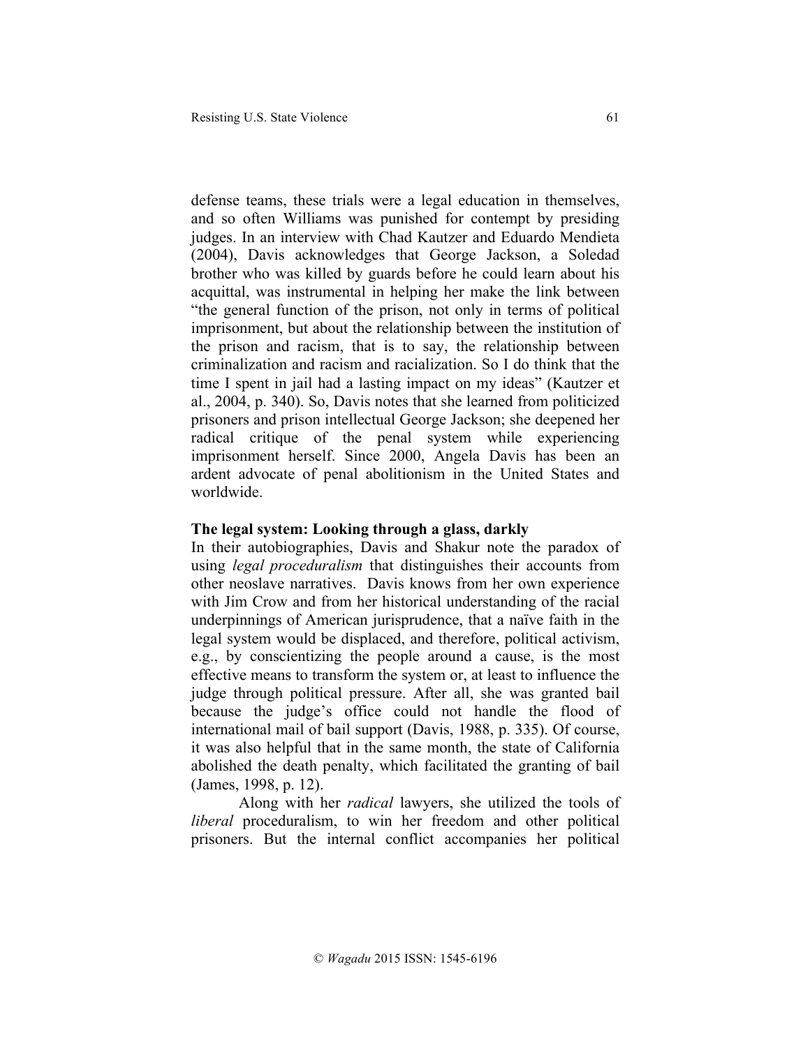defense teams, these trials were a legal education in themselves, and so often Williams was punished for contempt by presiding judges. In an interview with Chad Kautzer and Eduardo Mendieta (2004), Davis acknowledges that George Jackson, a Soledad brother who was killed by guards before he could learn about his acquittal, was instrumental in helping her make the link between "the general function of the prison, not only in terms of political imprisonment, but about the relationship between the institution of the prison and racism, that is to say, the relationship between criminalization and racism and racialization. So I do think that the time I spent in jail had a lasting impact on my ideas" (Kautzer et al., 2004, p. 340). So, Davis notes that she learned from politicized prisoners and prison intellectual George Jackson; she deepened her radical critique of the penal system while experiencing imprisonment herself. Since 2000, Angela Davis has been an ardent advocate of penal abolitionism in the United States and worldwide.

**The legal system: Looking through a glass, darkly**

In their autobiographies, Davis and Shakur note the paradox of using *legal proceduralism* that distinguishes their accounts from other neoslave narratives. Davis knows from her own experience with Jim Crow and from her historical understanding of the racial underpinnings of American jurisprudence, that a naïve faith in the legal system would be displaced, and therefore, political activism, e.g., by conscientizing the people around a cause, is the most effective means to transform the system or, at least to influence the judge through political pressure. After all, she was granted bail because the judge's office could not handle the flood of international mail of bail support (Davis, 1988, p. 335). Of course, it was also helpful that in the same month, the state of California abolished the death penalty, which facilitated the granting of bail (James, 1998, p. 12).

Along with her *radical* lawyers, she utilized the tools of *liberal* proceduralism, to win her freedom and other political prisoners. But the internal conflict accompanies her political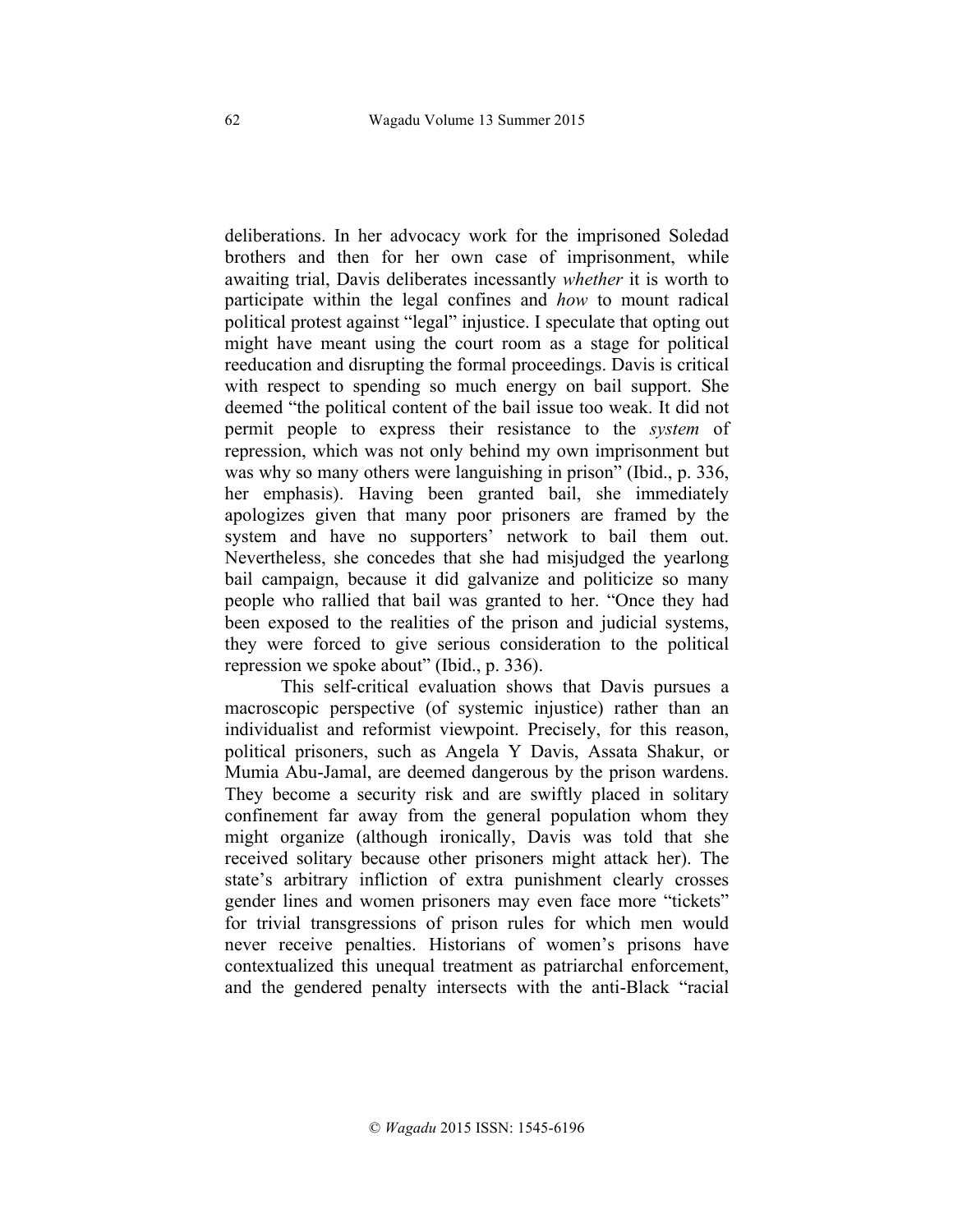deliberations. In her advocacy work for the imprisoned Soledad brothers and then for her own case of imprisonment, while awaiting trial, Davis deliberates incessantly *whether* it is worth to participate within the legal confines and *how* to mount radical political protest against "legal" injustice. I speculate that opting out might have meant using the court room as a stage for political reeducation and disrupting the formal proceedings. Davis is critical with respect to spending so much energy on bail support. She deemed "the political content of the bail issue too weak. It did not permit people to express their resistance to the *system* of repression, which was not only behind my own imprisonment but was why so many others were languishing in prison" (Ibid., p. 336, her emphasis). Having been granted bail, she immediately apologizes given that many poor prisoners are framed by the system and have no supporters' network to bail them out. Nevertheless, she concedes that she had misjudged the yearlong bail campaign, because it did galvanize and politicize so many people who rallied that bail was granted to her. "Once they had been exposed to the realities of the prison and judicial systems, they were forced to give serious consideration to the political repression we spoke about" (Ibid., p. 336).

This self-critical evaluation shows that Davis pursues a macroscopic perspective (of systemic injustice) rather than an individualist and reformist viewpoint. Precisely, for this reason, political prisoners, such as Angela Y Davis, Assata Shakur, or Mumia Abu-Jamal, are deemed dangerous by the prison wardens. They become a security risk and are swiftly placed in solitary confinement far away from the general population whom they might organize (although ironically, Davis was told that she received solitary because other prisoners might attack her). The state's arbitrary infliction of extra punishment clearly crosses gender lines and women prisoners may even face more "tickets" for trivial transgressions of prison rules for which men would never receive penalties. Historians of women's prisons have contextualized this unequal treatment as patriarchal enforcement, and the gendered penalty intersects with the anti-Black "racial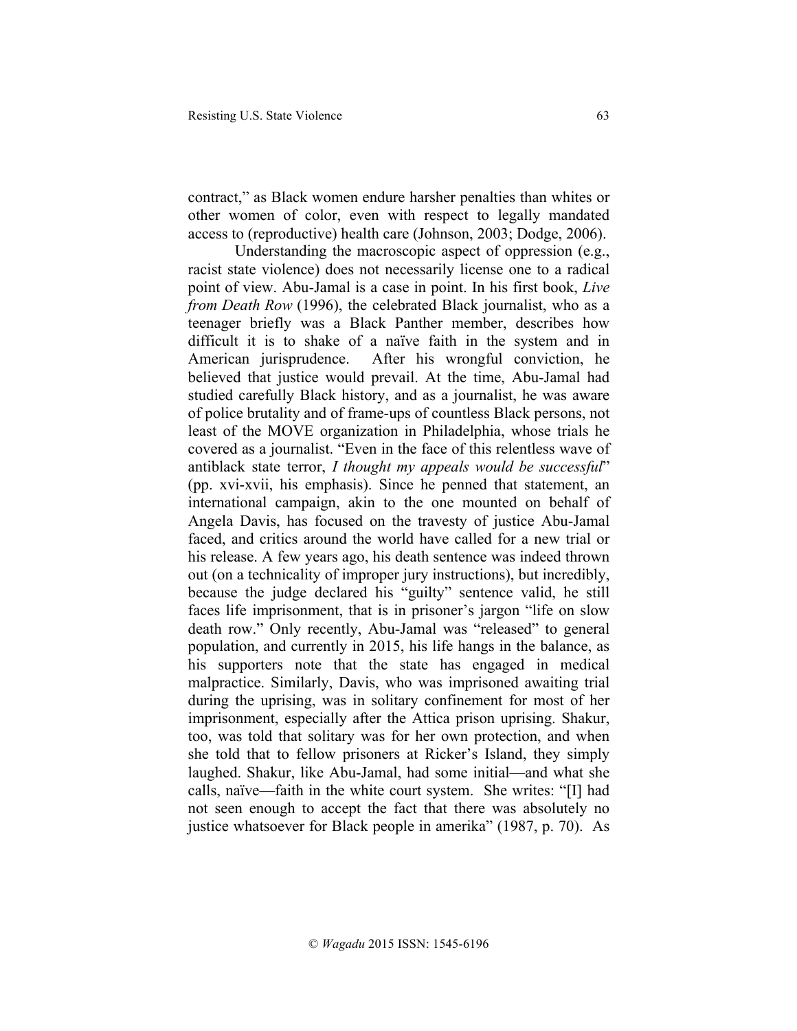contract," as Black women endure harsher penalties than whites or other women of color, even with respect to legally mandated access to (reproductive) health care (Johnson, 2003; Dodge, 2006).

Understanding the macroscopic aspect of oppression (e.g., racist state violence) does not necessarily license one to a radical point of view. Abu-Jamal is a case in point. In his first book, *Live from Death Row* (1996), the celebrated Black journalist, who as a teenager briefly was a Black Panther member, describes how difficult it is to shake of a naïve faith in the system and in American jurisprudence. After his wrongful conviction, he believed that justice would prevail. At the time, Abu-Jamal had studied carefully Black history, and as a journalist, he was aware of police brutality and of frame-ups of countless Black persons, not least of the MOVE organization in Philadelphia, whose trials he covered as a journalist. "Even in the face of this relentless wave of antiblack state terror, *I thought my appeals would be successful*" (pp. xvi-xvii, his emphasis). Since he penned that statement, an international campaign, akin to the one mounted on behalf of Angela Davis, has focused on the travesty of justice Abu-Jamal faced, and critics around the world have called for a new trial or his release. A few years ago, his death sentence was indeed thrown out (on a technicality of improper jury instructions), but incredibly, because the judge declared his "guilty" sentence valid, he still faces life imprisonment, that is in prisoner's jargon "life on slow death row." Only recently, Abu-Jamal was "released" to general population, and currently in 2015, his life hangs in the balance, as his supporters note that the state has engaged in medical malpractice. Similarly, Davis, who was imprisoned awaiting trial during the uprising, was in solitary confinement for most of her imprisonment, especially after the Attica prison uprising. Shakur, too, was told that solitary was for her own protection, and when she told that to fellow prisoners at Ricker's Island, they simply laughed. Shakur, like Abu-Jamal, had some initial—and what she calls, naïve—faith in the white court system. She writes: "[I] had not seen enough to accept the fact that there was absolutely no justice whatsoever for Black people in amerika" (1987, p. 70). As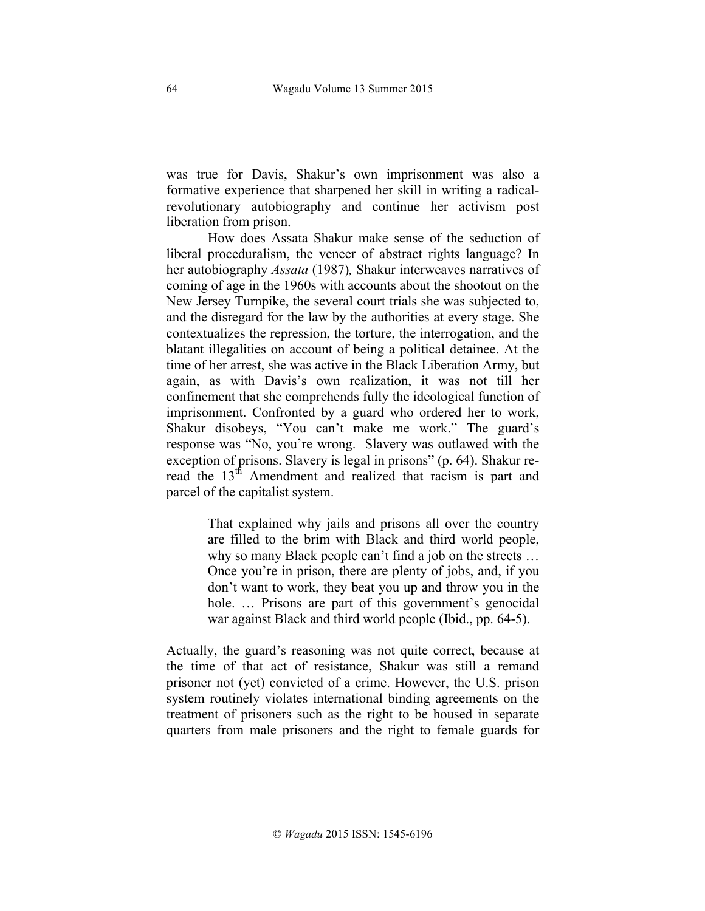was true for Davis, Shakur's own imprisonment was also a formative experience that sharpened her skill in writing a radical-revolutionary autobiography and continue her activism post liberation from prison.

How does Assata Shakur make sense of the seduction of liberal proceduralism, the veneer of abstract rights language? In her autobiography *Assata* (1987)*,* Shakur interweaves narratives of coming of age in the 1960s with accounts about the shootout on the New Jersey Turnpike, the several court trials she was subjected to, and the disregard for the law by the authorities at every stage. She contextualizes the repression, the torture, the interrogation, and the blatant illegalities on account of being a political detainee. At the time of her arrest, she was active in the Black Liberation Army, but again, as with Davis's own realization, it was not till her confinement that she comprehends fully the ideological function of imprisonment. Confronted by a guard who ordered her to work, Shakur disobeys, "You can't make me work." The guard's response was "No, you're wrong. Slavery was outlawed with the exception of prisons. Slavery is legal in prisons" (p. 64). Shakur re-read the 13th Amendment and realized that racism is part and parcel of the capitalist system.

> That explained why jails and prisons all over the country are filled to the brim with Black and third world people, why so many Black people can't find a job on the streets … Once you're in prison, there are plenty of jobs, and, if you don't want to work, they beat you up and throw you in the hole. … Prisons are part of this government's genocidal war against Black and third world people (Ibid., pp. 64-5).

Actually, the guard's reasoning was not quite correct, because at the time of that act of resistance, Shakur was still a remand prisoner not (yet) convicted of a crime. However, the U.S. prison system routinely violates international binding agreements on the treatment of prisoners such as the right to be housed in separate quarters from male prisoners and the right to female guards for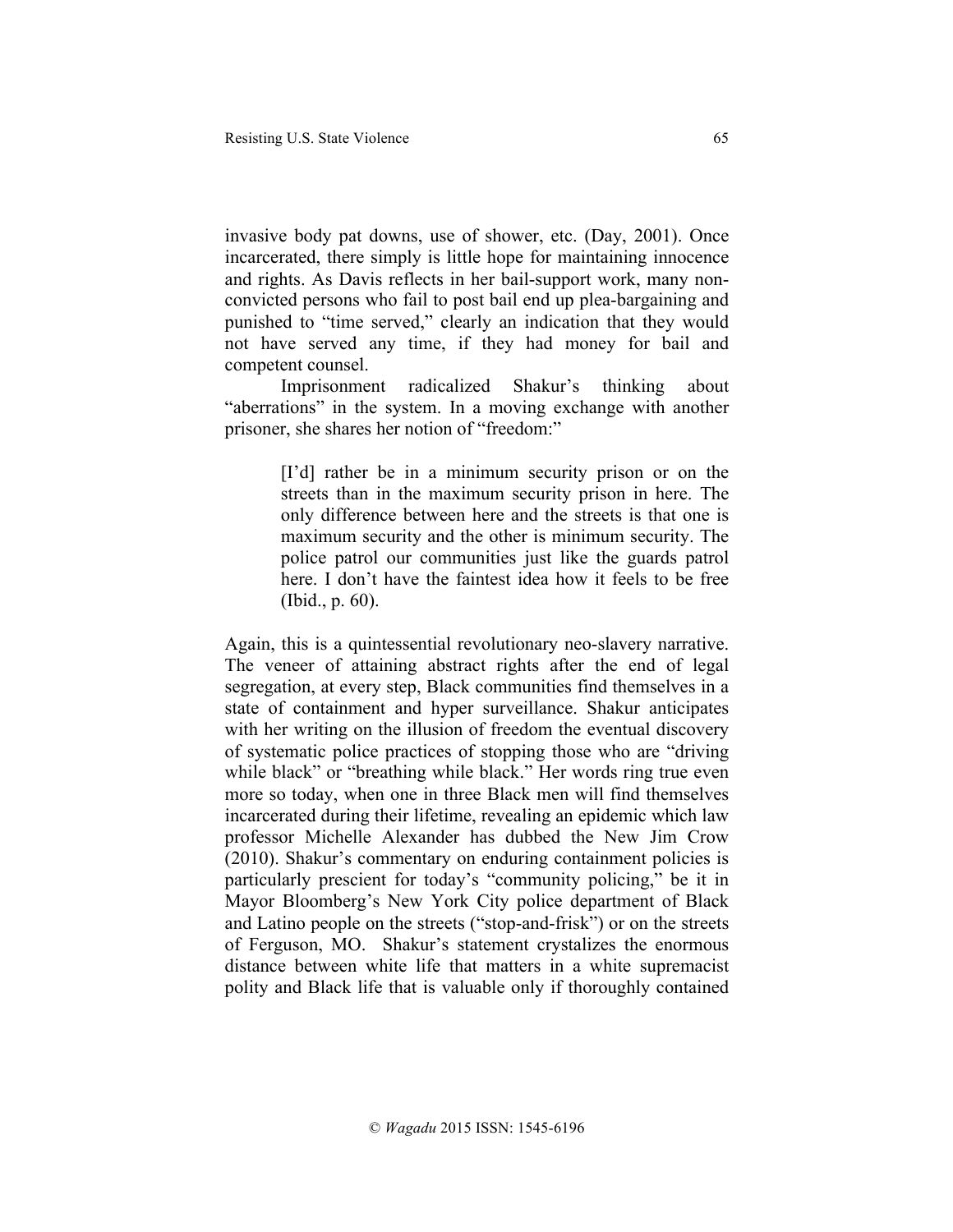invasive body pat downs, use of shower, etc. (Day, 2001). Once incarcerated, there simply is little hope for maintaining innocence and rights. As Davis reflects in her bail-support work, many non-convicted persons who fail to post bail end up plea-bargaining and punished to "time served," clearly an indication that they would not have served any time, if they had money for bail and competent counsel.

Imprisonment radicalized Shakur's thinking about "aberrations" in the system. In a moving exchange with another prisoner, she shares her notion of "freedom:"

> [I'd] rather be in a minimum security prison or on the streets than in the maximum security prison in here. The only difference between here and the streets is that one is maximum security and the other is minimum security. The police patrol our communities just like the guards patrol here. I don't have the faintest idea how it feels to be free (Ibid., p. 60).

Again, this is a quintessential revolutionary neo-slavery narrative. The veneer of attaining abstract rights after the end of legal segregation, at every step, Black communities find themselves in a state of containment and hyper surveillance. Shakur anticipates with her writing on the illusion of freedom the eventual discovery of systematic police practices of stopping those who are "driving while black" or "breathing while black." Her words ring true even more so today, when one in three Black men will find themselves incarcerated during their lifetime, revealing an epidemic which law professor Michelle Alexander has dubbed the New Jim Crow (2010). Shakur's commentary on enduring containment policies is particularly prescient for today's "community policing," be it in Mayor Bloomberg's New York City police department of Black and Latino people on the streets ("stop-and-frisk") or on the streets of Ferguson, MO. Shakur's statement crystalizes the enormous distance between white life that matters in a white supremacist polity and Black life that is valuable only if thoroughly contained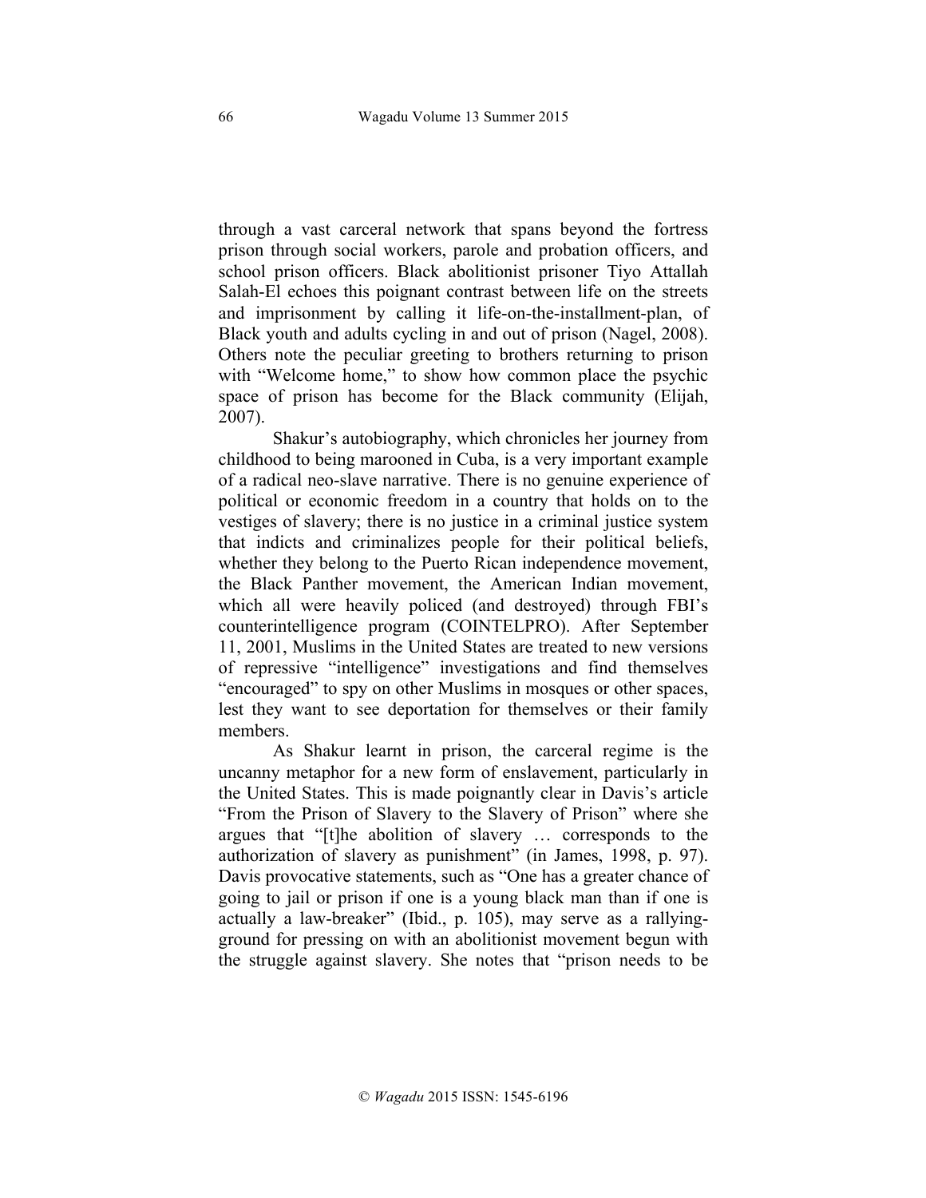through a vast carceral network that spans beyond the fortress prison through social workers, parole and probation officers, and school prison officers. Black abolitionist prisoner Tiyo Attallah Salah-El echoes this poignant contrast between life on the streets and imprisonment by calling it life-on-the-installment-plan, of Black youth and adults cycling in and out of prison (Nagel, 2008). Others note the peculiar greeting to brothers returning to prison with "Welcome home," to show how common place the psychic space of prison has become for the Black community (Elijah, 2007).

Shakur's autobiography, which chronicles her journey from childhood to being marooned in Cuba, is a very important example of a radical neo-slave narrative. There is no genuine experience of political or economic freedom in a country that holds on to the vestiges of slavery; there is no justice in a criminal justice system that indicts and criminalizes people for their political beliefs, whether they belong to the Puerto Rican independence movement, the Black Panther movement, the American Indian movement, which all were heavily policed (and destroyed) through FBI's counterintelligence program (COINTELPRO). After September 11, 2001, Muslims in the United States are treated to new versions of repressive "intelligence" investigations and find themselves "encouraged" to spy on other Muslims in mosques or other spaces, lest they want to see deportation for themselves or their family members.

As Shakur learnt in prison, the carceral regime is the uncanny metaphor for a new form of enslavement, particularly in the United States. This is made poignantly clear in Davis's article "From the Prison of Slavery to the Slavery of Prison" where she argues that "[t]he abolition of slavery … corresponds to the authorization of slavery as punishment" (in James, 1998, p. 97). Davis provocative statements, such as "One has a greater chance of going to jail or prison if one is a young black man than if one is actually a law-breaker" (Ibid., p. 105), may serve as a rallying-ground for pressing on with an abolitionist movement begun with the struggle against slavery. She notes that "prison needs to be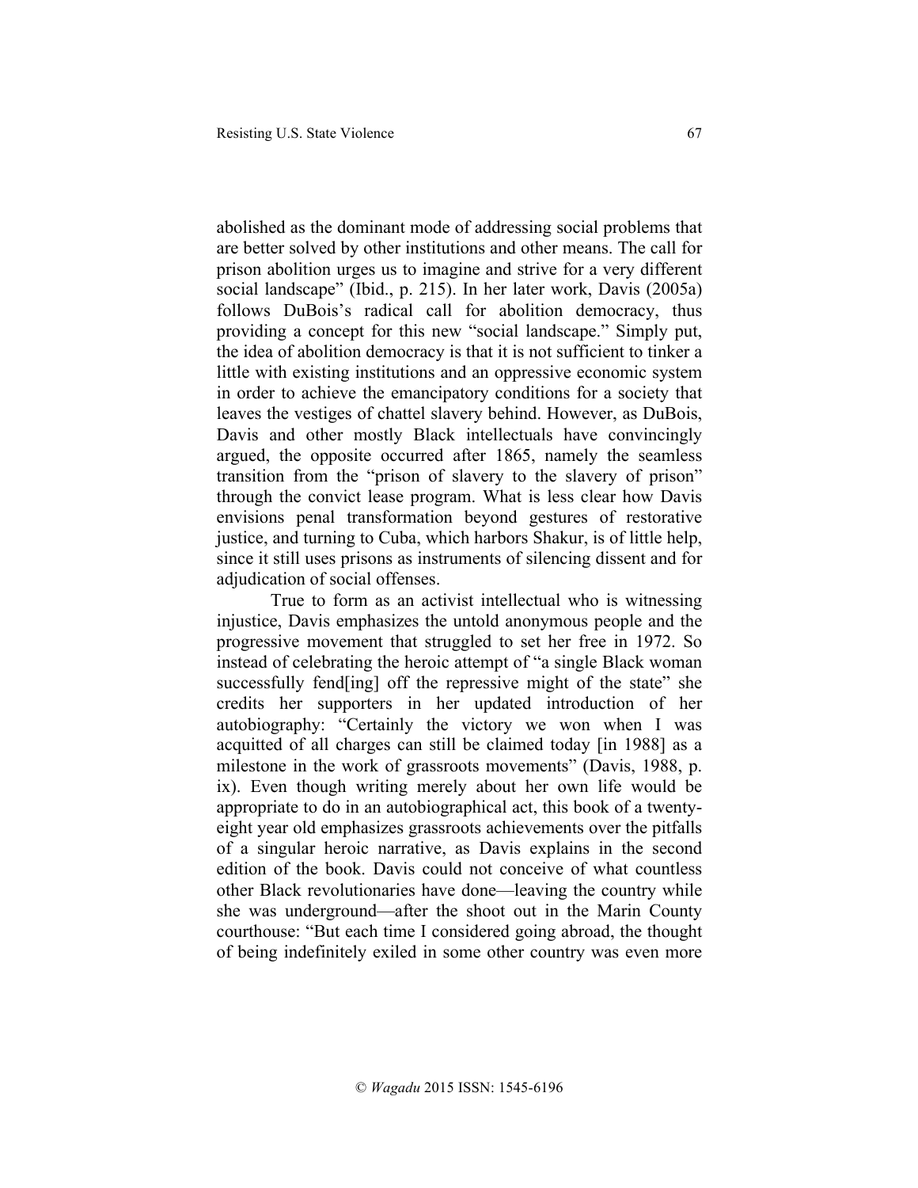abolished as the dominant mode of addressing social problems that are better solved by other institutions and other means. The call for prison abolition urges us to imagine and strive for a very different social landscape" (Ibid., p. 215). In her later work, Davis (2005a) follows DuBois's radical call for abolition democracy, thus providing a concept for this new "social landscape." Simply put, the idea of abolition democracy is that it is not sufficient to tinker a little with existing institutions and an oppressive economic system in order to achieve the emancipatory conditions for a society that leaves the vestiges of chattel slavery behind. However, as DuBois, Davis and other mostly Black intellectuals have convincingly argued, the opposite occurred after 1865, namely the seamless transition from the "prison of slavery to the slavery of prison" through the convict lease program. What is less clear how Davis envisions penal transformation beyond gestures of restorative justice, and turning to Cuba, which harbors Shakur, is of little help, since it still uses prisons as instruments of silencing dissent and for adjudication of social offenses.

True to form as an activist intellectual who is witnessing injustice, Davis emphasizes the untold anonymous people and the progressive movement that struggled to set her free in 1972. So instead of celebrating the heroic attempt of "a single Black woman successfully fend[ing] off the repressive might of the state" she credits her supporters in her updated introduction of her autobiography: "Certainly the victory we won when I was acquitted of all charges can still be claimed today [in 1988] as a milestone in the work of grassroots movements" (Davis, 1988, p. ix). Even though writing merely about her own life would be appropriate to do in an autobiographical act, this book of a twenty-eight year old emphasizes grassroots achievements over the pitfalls of a singular heroic narrative, as Davis explains in the second edition of the book. Davis could not conceive of what countless other Black revolutionaries have done—leaving the country while she was underground—after the shoot out in the Marin County courthouse: "But each time I considered going abroad, the thought of being indefinitely exiled in some other country was even more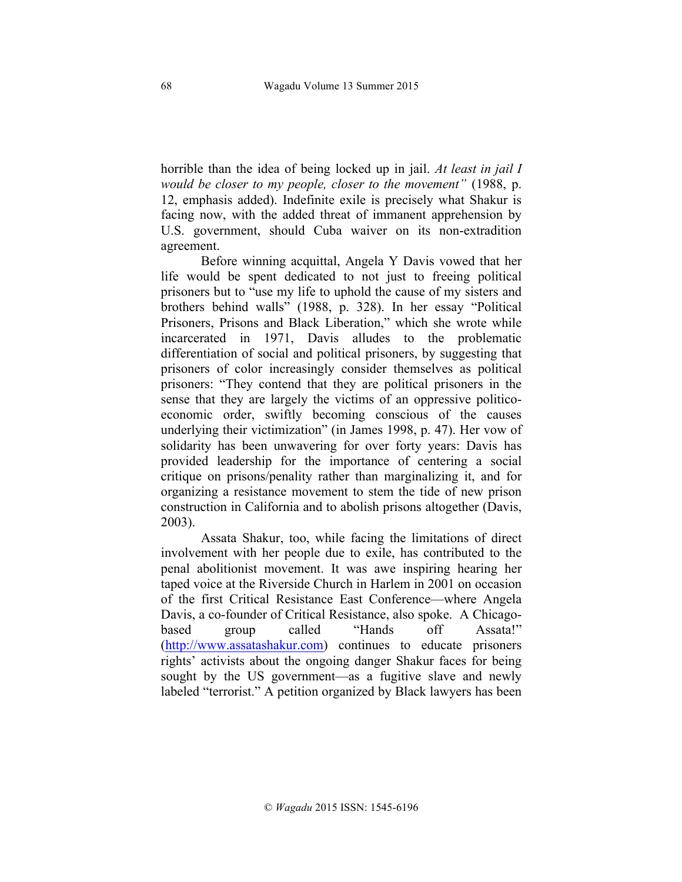horrible than the idea of being locked up in jail. *At least in jail I would be closer to my people, closer to the movement"* (1988, p. 12, emphasis added). Indefinite exile is precisely what Shakur is facing now, with the added threat of immanent apprehension by U.S. government, should Cuba waiver on its non-extradition agreement.

Before winning acquittal, Angela Y Davis vowed that her life would be spent dedicated to not just to freeing political prisoners but to "use my life to uphold the cause of my sisters and brothers behind walls" (1988, p. 328). In her essay "Political Prisoners, Prisons and Black Liberation," which she wrote while incarcerated in 1971, Davis alludes to the problematic differentiation of social and political prisoners, by suggesting that prisoners of color increasingly consider themselves as political prisoners: "They contend that they are political prisoners in the sense that they are largely the victims of an oppressive politico-economic order, swiftly becoming conscious of the causes underlying their victimization" (in James 1998, p. 47). Her vow of solidarity has been unwavering for over forty years: Davis has provided leadership for the importance of centering a social critique on prisons/penality rather than marginalizing it, and for organizing a resistance movement to stem the tide of new prison construction in California and to abolish prisons altogether (Davis, 2003).

Assata Shakur, too, while facing the limitations of direct involvement with her people due to exile, has contributed to the penal abolitionist movement. It was awe inspiring hearing her taped voice at the Riverside Church in Harlem in 2001 on occasion of the first Critical Resistance East Conference—where Angela Davis, a co-founder of Critical Resistance, also spoke. A Chicago-based group called "Hands off Assata!" (http://www.assatashakur.com) continues to educate prisoners rights' activists about the ongoing danger Shakur faces for being sought by the US government—as a fugitive slave and newly labeled "terrorist." A petition organized by Black lawyers has been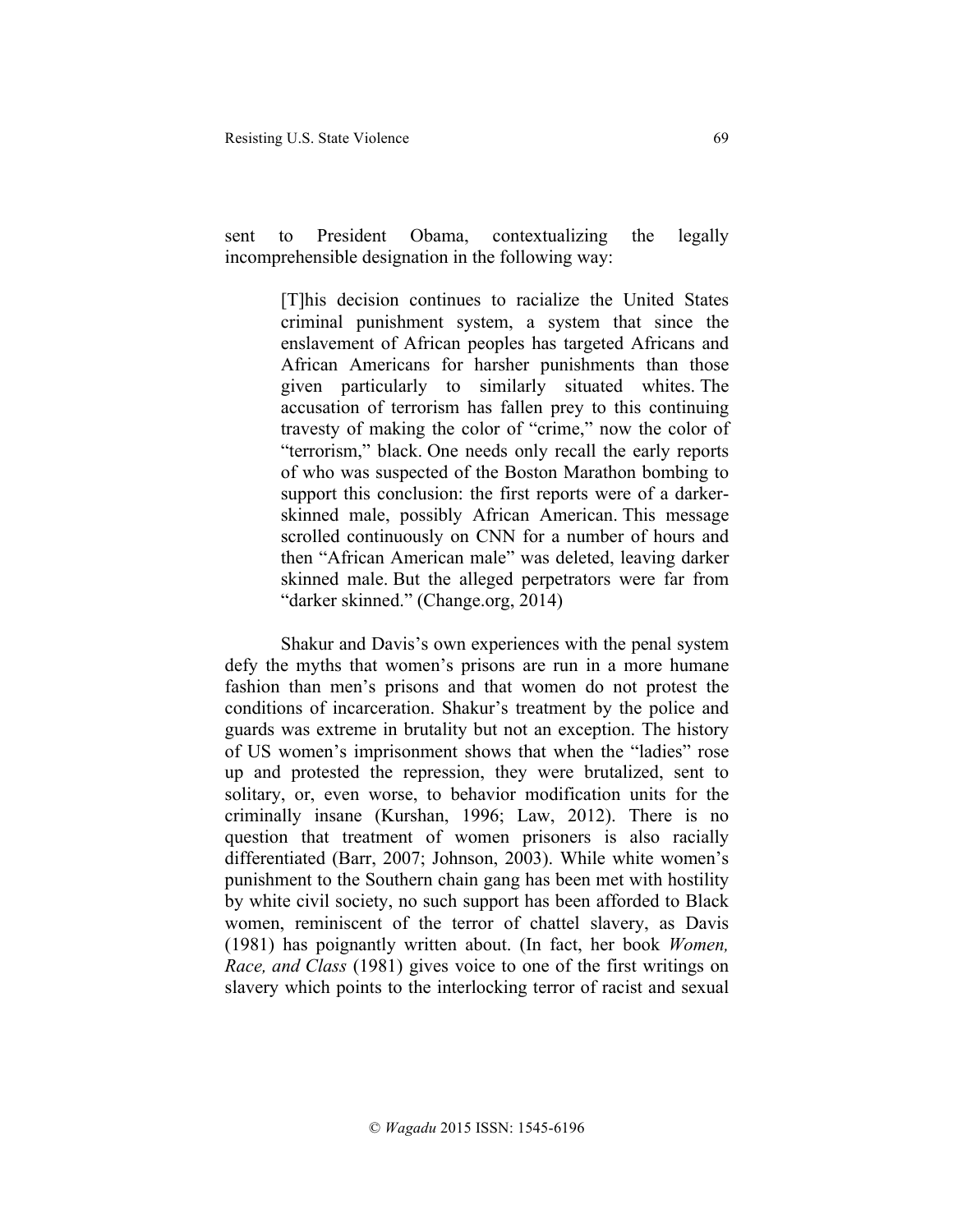sent to President Obama, contextualizing the legally incomprehensible designation in the following way:

> [T]his decision continues to racialize the United States criminal punishment system, a system that since the enslavement of African peoples has targeted Africans and African Americans for harsher punishments than those given particularly to similarly situated whites. The accusation of terrorism has fallen prey to this continuing travesty of making the color of "crime," now the color of "terrorism," black. One needs only recall the early reports of who was suspected of the Boston Marathon bombing to support this conclusion: the first reports were of a darker-skinned male, possibly African American. This message scrolled continuously on CNN for a number of hours and then "African American male" was deleted, leaving darker skinned male. But the alleged perpetrators were far from "darker skinned." (Change.org, 2014)

Shakur and Davis's own experiences with the penal system defy the myths that women's prisons are run in a more humane fashion than men's prisons and that women do not protest the conditions of incarceration. Shakur's treatment by the police and guards was extreme in brutality but not an exception. The history of US women's imprisonment shows that when the "ladies" rose up and protested the repression, they were brutalized, sent to solitary, or, even worse, to behavior modification units for the criminally insane (Kurshan, 1996; Law, 2012). There is no question that treatment of women prisoners is also racially differentiated (Barr, 2007; Johnson, 2003). While white women's punishment to the Southern chain gang has been met with hostility by white civil society, no such support has been afforded to Black women, reminiscent of the terror of chattel slavery, as Davis (1981) has poignantly written about. (In fact, her book *Women, Race, and Class* (1981) gives voice to one of the first writings on slavery which points to the interlocking terror of racist and sexual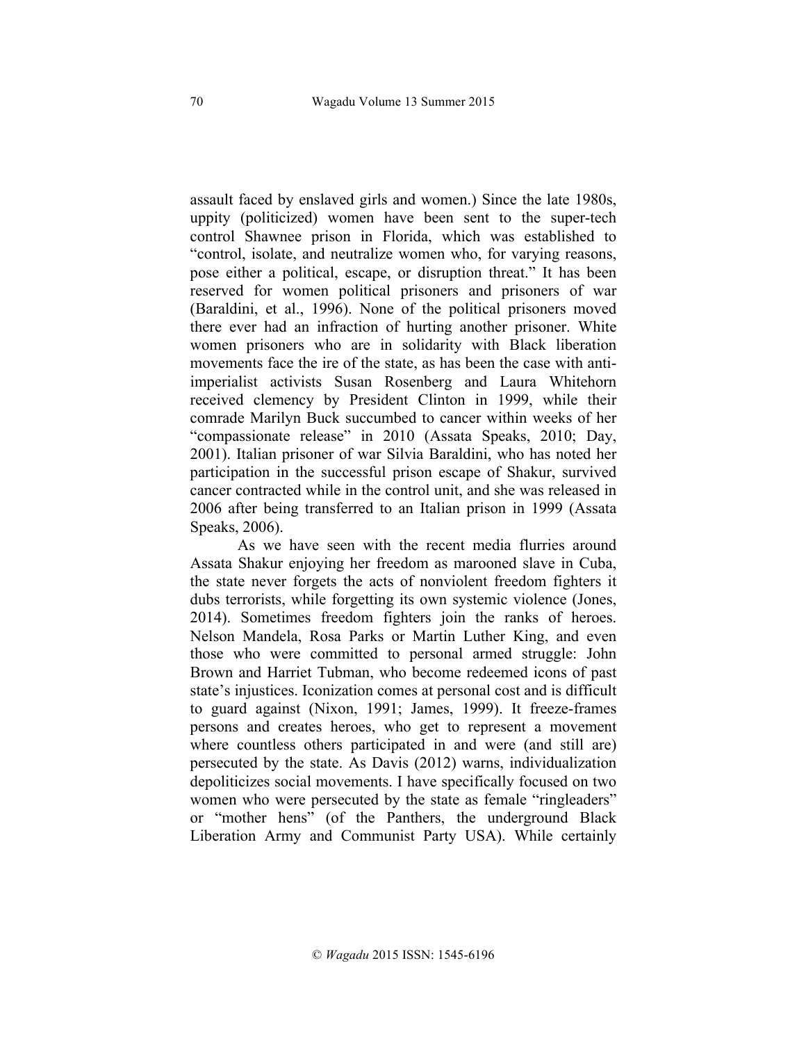assault faced by enslaved girls and women.) Since the late 1980s, uppity (politicized) women have been sent to the super-tech control Shawnee prison in Florida, which was established to "control, isolate, and neutralize women who, for varying reasons, pose either a political, escape, or disruption threat." It has been reserved for women political prisoners and prisoners of war (Baraldini, et al., 1996). None of the political prisoners moved there ever had an infraction of hurting another prisoner. White women prisoners who are in solidarity with Black liberation movements face the ire of the state, as has been the case with anti-imperialist activists Susan Rosenberg and Laura Whitehorn received clemency by President Clinton in 1999, while their comrade Marilyn Buck succumbed to cancer within weeks of her "compassionate release" in 2010 (Assata Speaks, 2010; Day, 2001). Italian prisoner of war Silvia Baraldini, who has noted her participation in the successful prison escape of Shakur, survived cancer contracted while in the control unit, and she was released in 2006 after being transferred to an Italian prison in 1999 (Assata Speaks, 2006).

As we have seen with the recent media flurries around Assata Shakur enjoying her freedom as marooned slave in Cuba, the state never forgets the acts of nonviolent freedom fighters it dubs terrorists, while forgetting its own systemic violence (Jones, 2014). Sometimes freedom fighters join the ranks of heroes. Nelson Mandela, Rosa Parks or Martin Luther King, and even those who were committed to personal armed struggle: John Brown and Harriet Tubman, who become redeemed icons of past state's injustices. Iconization comes at personal cost and is difficult to guard against (Nixon, 1991; James, 1999). It freeze-frames persons and creates heroes, who get to represent a movement where countless others participated in and were (and still are) persecuted by the state. As Davis (2012) warns, individualization depoliticizes social movements. I have specifically focused on two women who were persecuted by the state as female "ringleaders" or "mother hens" (of the Panthers, the underground Black Liberation Army and Communist Party USA). While certainly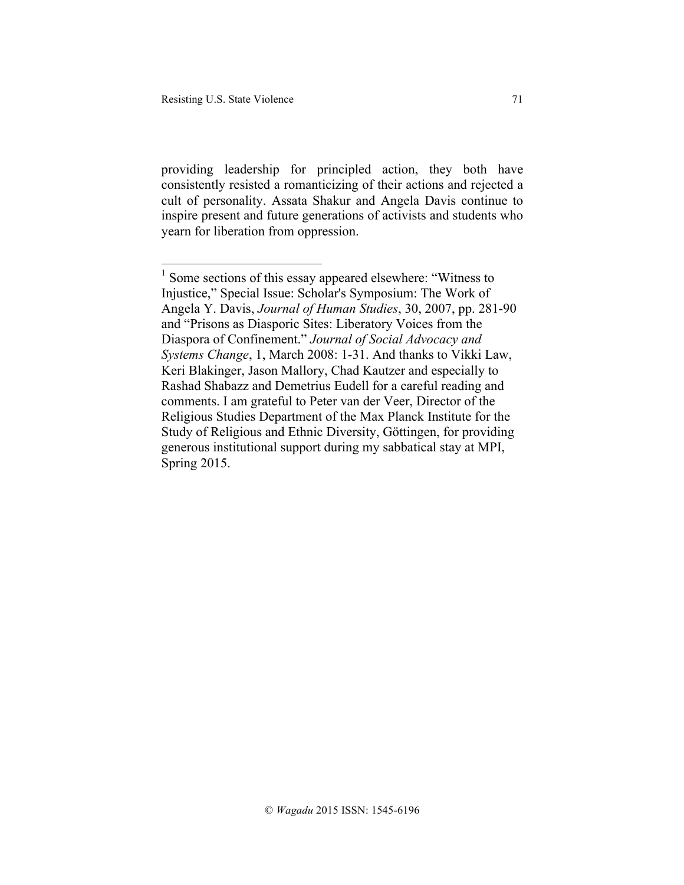providing leadership for principled action, they both have consistently resisted a romanticizing of their actions and rejected a cult of personality. Assata Shakur and Angela Davis continue to inspire present and future generations of activists and students who yearn for liberation from oppression.

---

[1] Some sections of this essay appeared elsewhere: "Witness to Injustice," Special Issue: Scholar's Symposium: The Work of Angela Y. Davis, *Journal of Human Studies*, 30, 2007, pp. 281-90 and "Prisons as Diasporic Sites: Liberatory Voices from the Diaspora of Confinement." *Journal of Social Advocacy and Systems Change*, 1, March 2008: 1-31. And thanks to Vikki Law, Keri Blakinger, Jason Mallory, Chad Kautzer and especially to Rashad Shabazz and Demetrius Eudell for a careful reading and comments. I am grateful to Peter van der Veer, Director of the Religious Studies Department of the Max Planck Institute for the Study of Religious and Ethnic Diversity, Göttingen, for providing generous institutional support during my sabbatical stay at MPI, Spring 2015.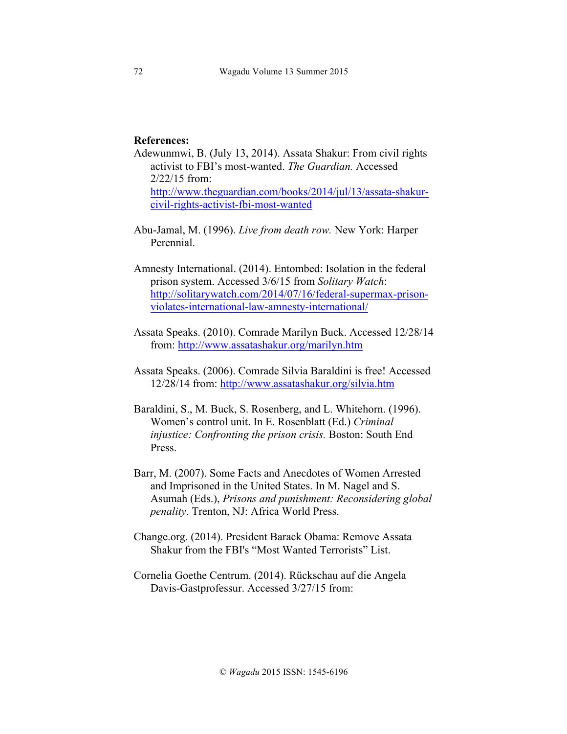**References:**

Adewunmwi, B. (July 13, 2014). Assata Shakur: From civil rights activist to FBI's most-wanted. *The Guardian.* Accessed 2/22/15 from: http://www.theguardian.com/books/2014/jul/13/assata-shakur-civil-rights-activist-fbi-most-wanted

Abu-Jamal, M. (1996). *Live from death row.* New York: Harper Perennial.

Amnesty International. (2014). Entombed: Isolation in the federal prison system. Accessed 3/6/15 from *Solitary Watch*: http://solitarywatch.com/2014/07/16/federal-supermax-prison-violates-international-law-amnesty-international/

Assata Speaks. (2010). Comrade Marilyn Buck. Accessed 12/28/14 from: http://www.assatashakur.org/marilyn.htm

Assata Speaks. (2006). Comrade Silvia Baraldini is free! Accessed 12/28/14 from: http://www.assatashakur.org/silvia.htm

Baraldini, S., M. Buck, S. Rosenberg, and L. Whitehorn. (1996). Women's control unit. In E. Rosenblatt (Ed.) *Criminal injustice: Confronting the prison crisis.* Boston: South End Press.

Barr, M. (2007). Some Facts and Anecdotes of Women Arrested and Imprisoned in the United States. In M. Nagel and S. Asumah (Eds.), *Prisons and punishment: Reconsidering global penality*. Trenton, NJ: Africa World Press.

Change.org. (2014). President Barack Obama: Remove Assata Shakur from the FBI's "Most Wanted Terrorists" List.

Cornelia Goethe Centrum. (2014). Rückschau auf die Angela Davis-Gastprofessur. Accessed 3/27/15 from: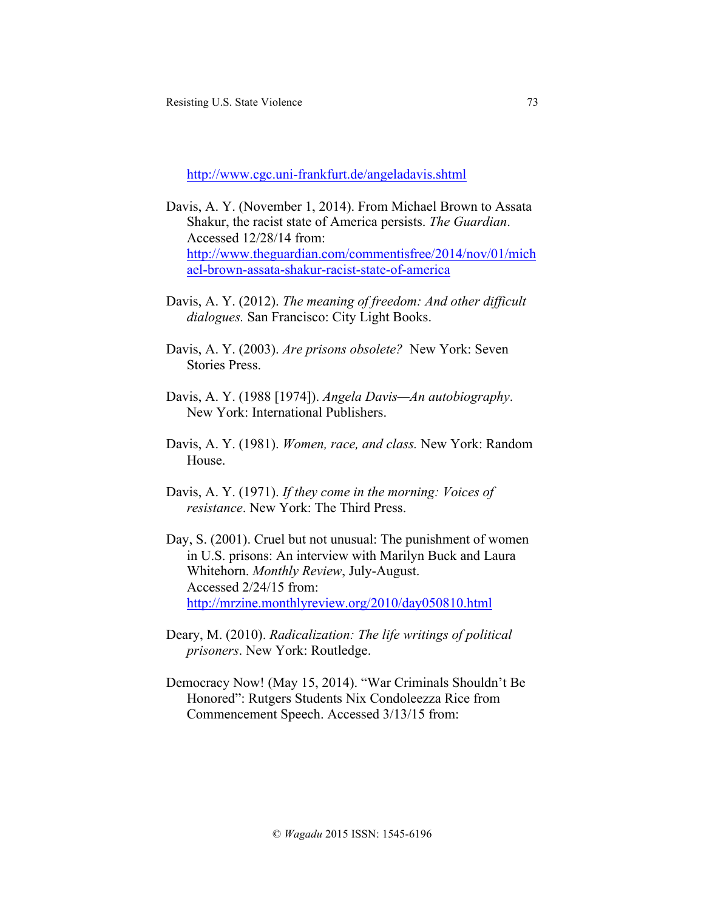http://www.cgc.uni-frankfurt.de/angeladavis.shtml

Davis, A. Y. (November 1, 2014). From Michael Brown to Assata Shakur, the racist state of America persists. *The Guardian*. Accessed 12/28/14 from: http://www.theguardian.com/commentisfree/2014/nov/01/michael-brown-assata-shakur-racist-state-of-america

Davis, A. Y. (2012). *The meaning of freedom: And other difficult dialogues.* San Francisco: City Light Books.

Davis, A. Y. (2003). *Are prisons obsolete?* New York: Seven Stories Press.

Davis, A. Y. (1988 [1974]). *Angela Davis—An autobiography*. New York: International Publishers.

Davis, A. Y. (1981). *Women, race, and class.* New York: Random House.

Davis, A. Y. (1971). *If they come in the morning: Voices of resistance*. New York: The Third Press.

Day, S. (2001). Cruel but not unusual: The punishment of women in U.S. prisons: An interview with Marilyn Buck and Laura Whitehorn. *Monthly Review*, July-August. Accessed 2/24/15 from: http://mrzine.monthlyreview.org/2010/day050810.html

Deary, M. (2010). *Radicalization: The life writings of political prisoners*. New York: Routledge.

Democracy Now! (May 15, 2014). "War Criminals Shouldn't Be Honored": Rutgers Students Nix Condoleezza Rice from Commencement Speech. Accessed 3/13/15 from: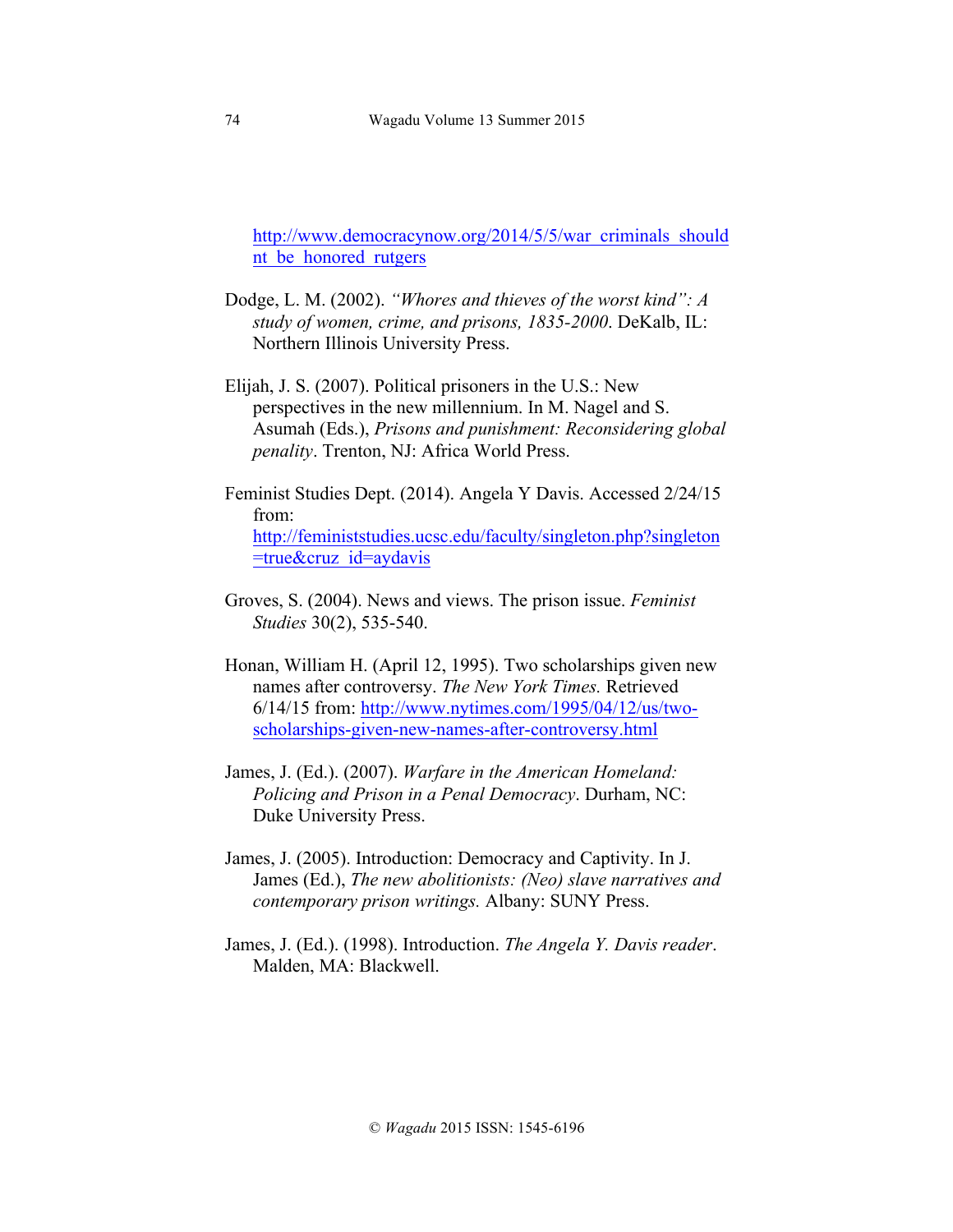http://www.democracynow.org/2014/5/5/war_criminals_shouldnt_be_honored_rutgers

Dodge, L. M. (2002). *"Whores and thieves of the worst kind": A study of women, crime, and prisons, 1835-2000*. DeKalb, IL: Northern Illinois University Press.

Elijah, J. S. (2007). Political prisoners in the U.S.: New perspectives in the new millennium. In M. Nagel and S. Asumah (Eds.), *Prisons and punishment: Reconsidering global penality*. Trenton, NJ: Africa World Press.

Feminist Studies Dept. (2014). Angela Y Davis. Accessed 2/24/15 from: http://feministstudies.ucsc.edu/faculty/singleton.php?singleton=true&cruz_id=aydavis

Groves, S. (2004). News and views. The prison issue. *Feminist Studies* 30(2), 535-540.

Honan, William H. (April 12, 1995). Two scholarships given new names after controversy. *The New York Times.* Retrieved 6/14/15 from: http://www.nytimes.com/1995/04/12/us/two-scholarships-given-new-names-after-controversy.html

James, J. (Ed.). (2007). *Warfare in the American Homeland: Policing and Prison in a Penal Democracy*. Durham, NC: Duke University Press.

James, J. (2005). Introduction: Democracy and Captivity. In J. James (Ed.), *The new abolitionists: (Neo) slave narratives and contemporary prison writings.* Albany: SUNY Press.

James, J. (Ed.). (1998). Introduction. *The Angela Y. Davis reader*. Malden, MA: Blackwell.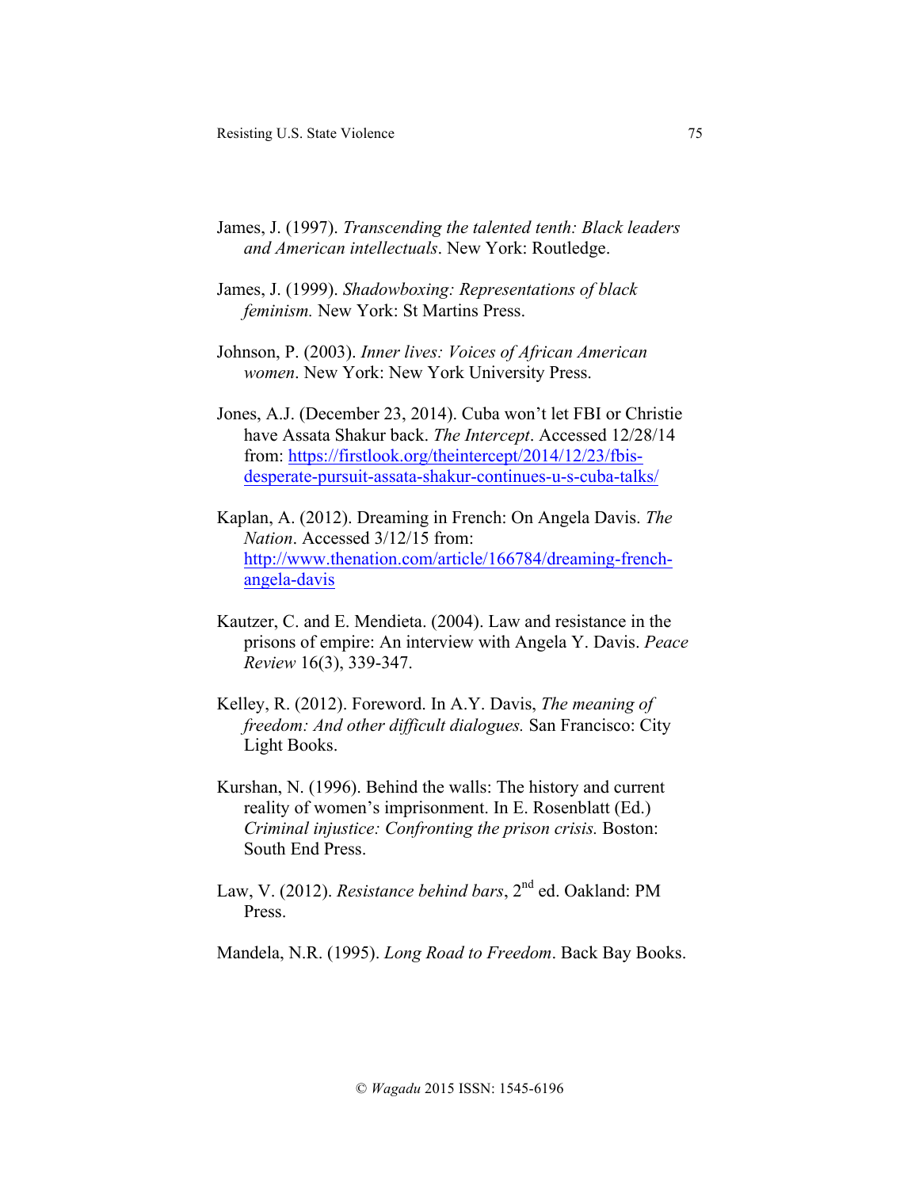James, J. (1997). *Transcending the talented tenth: Black leaders and American intellectuals*. New York: Routledge.

James, J. (1999). *Shadowboxing: Representations of black feminism.* New York: St Martins Press.

Johnson, P. (2003). *Inner lives: Voices of African American women*. New York: New York University Press.

Jones, A.J. (December 23, 2014). Cuba won't let FBI or Christie have Assata Shakur back. *The Intercept*. Accessed 12/28/14 from: https://firstlook.org/theintercept/2014/12/23/fbis-desperate-pursuit-assata-shakur-continues-u-s-cuba-talks/

Kaplan, A. (2012). Dreaming in French: On Angela Davis. *The Nation*. Accessed 3/12/15 from: http://www.thenation.com/article/166784/dreaming-french-angela-davis

Kautzer, C. and E. Mendieta. (2004). Law and resistance in the prisons of empire: An interview with Angela Y. Davis. *Peace Review* 16(3), 339-347.

Kelley, R. (2012). Foreword. In A.Y. Davis, *The meaning of freedom: And other difficult dialogues.* San Francisco: City Light Books.

Kurshan, N. (1996). Behind the walls: The history and current reality of women's imprisonment. In E. Rosenblatt (Ed.) *Criminal injustice: Confronting the prison crisis.* Boston: South End Press.

Law, V. (2012). *Resistance behind bars*, 2nd ed. Oakland: PM Press.

Mandela, N.R. (1995). *Long Road to Freedom*. Back Bay Books.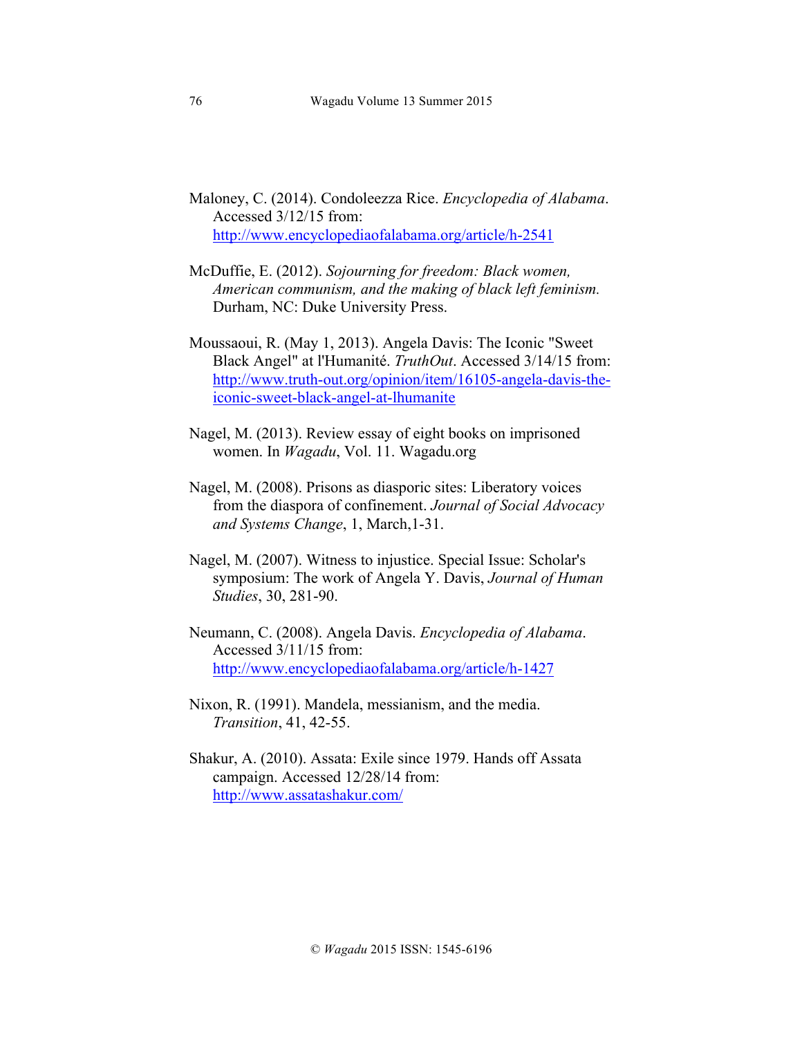Maloney, C. (2014). Condoleezza Rice. *Encyclopedia of Alabama*. Accessed 3/12/15 from: http://www.encyclopediaofalabama.org/article/h-2541

McDuffie, E. (2012). *Sojourning for freedom: Black women, American communism, and the making of black left feminism.* Durham, NC: Duke University Press.

Moussaoui, R. (May 1, 2013). Angela Davis: The Iconic "Sweet Black Angel" at l'Humanité. *TruthOut*. Accessed 3/14/15 from: http://www.truth-out.org/opinion/item/16105-angela-davis-the-iconic-sweet-black-angel-at-lhumanite

Nagel, M. (2013). Review essay of eight books on imprisoned women. In *Wagadu*, Vol. 11. Wagadu.org

Nagel, M. (2008). Prisons as diasporic sites: Liberatory voices from the diaspora of confinement. *Journal of Social Advocacy and Systems Change*, 1, March,1-31.

Nagel, M. (2007). Witness to injustice. Special Issue: Scholar's symposium: The work of Angela Y. Davis, *Journal of Human Studies*, 30, 281-90.

Neumann, C. (2008). Angela Davis. *Encyclopedia of Alabama*. Accessed 3/11/15 from: http://www.encyclopediaofalabama.org/article/h-1427

Nixon, R. (1991). Mandela, messianism, and the media. *Transition*, 41, 42-55.

Shakur, A. (2010). Assata: Exile since 1979. Hands off Assata campaign. Accessed 12/28/14 from: http://www.assatashakur.com/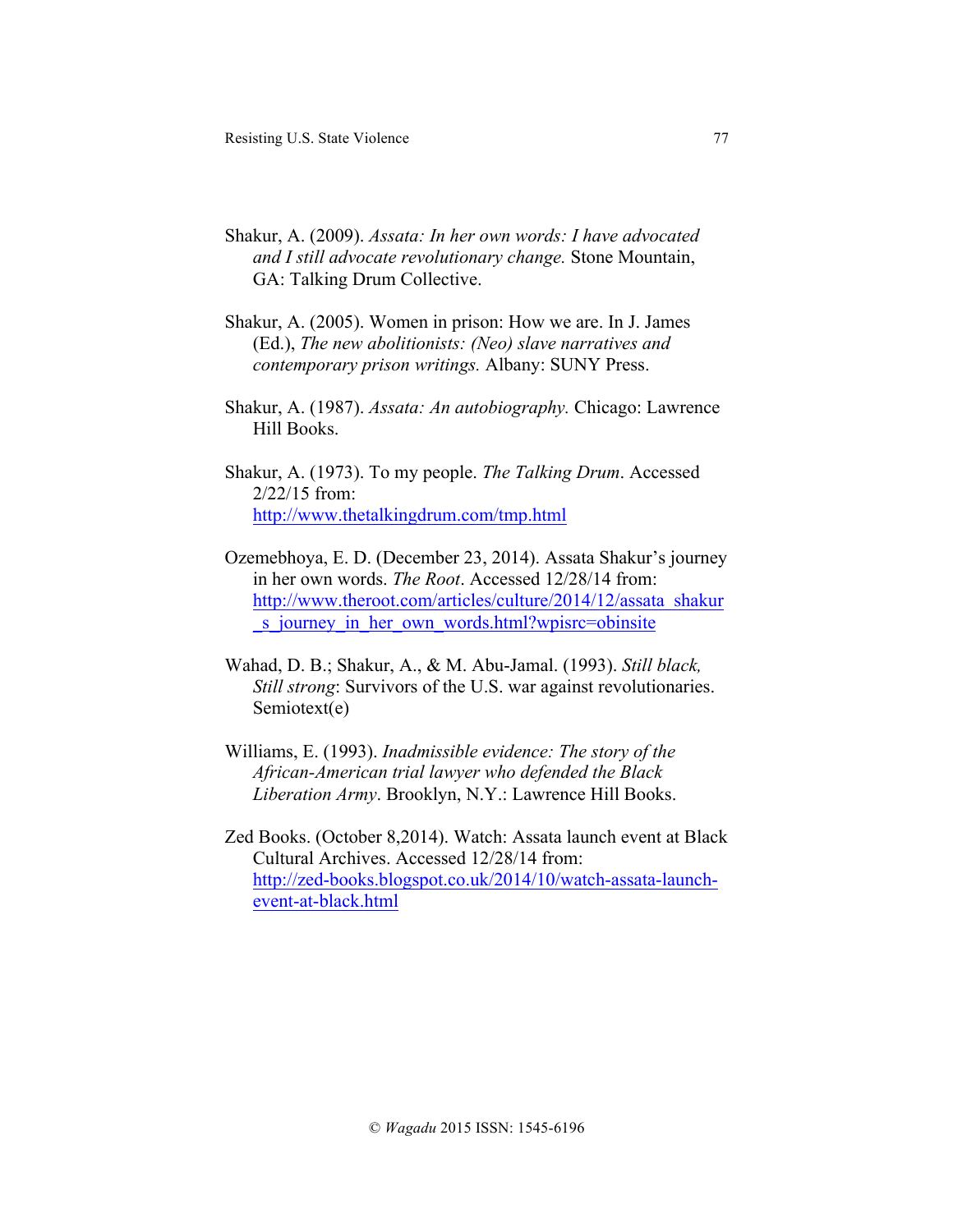Shakur, A. (2009). *Assata: In her own words: I have advocated and I still advocate revolutionary change.* Stone Mountain, GA: Talking Drum Collective.

Shakur, A. (2005). Women in prison: How we are. In J. James (Ed.), *The new abolitionists: (Neo) slave narratives and contemporary prison writings.* Albany: SUNY Press.

Shakur, A. (1987). *Assata: An autobiography.* Chicago: Lawrence Hill Books.

Shakur, A. (1973). To my people. *The Talking Drum*. Accessed 2/22/15 from: http://www.thetalkingdrum.com/tmp.html

Ozemebhoya, E. D. (December 23, 2014). Assata Shakur's journey in her own words. *The Root*. Accessed 12/28/14 from: http://www.theroot.com/articles/culture/2014/12/assata_shakur_s_journey_in_her_own_words.html?wpisrc=obinsite

Wahad, D. B.; Shakur, A., & M. Abu-Jamal. (1993). *Still black, Still strong*: Survivors of the U.S. war against revolutionaries. Semiotext(e)

Williams, E. (1993). *Inadmissible evidence: The story of the African-American trial lawyer who defended the Black Liberation Army*. Brooklyn, N.Y.: Lawrence Hill Books.

Zed Books. (October 8,2014). Watch: Assata launch event at Black Cultural Archives. Accessed 12/28/14 from: http://zed-books.blogspot.co.uk/2014/10/watch-assata-launch-event-at-black.html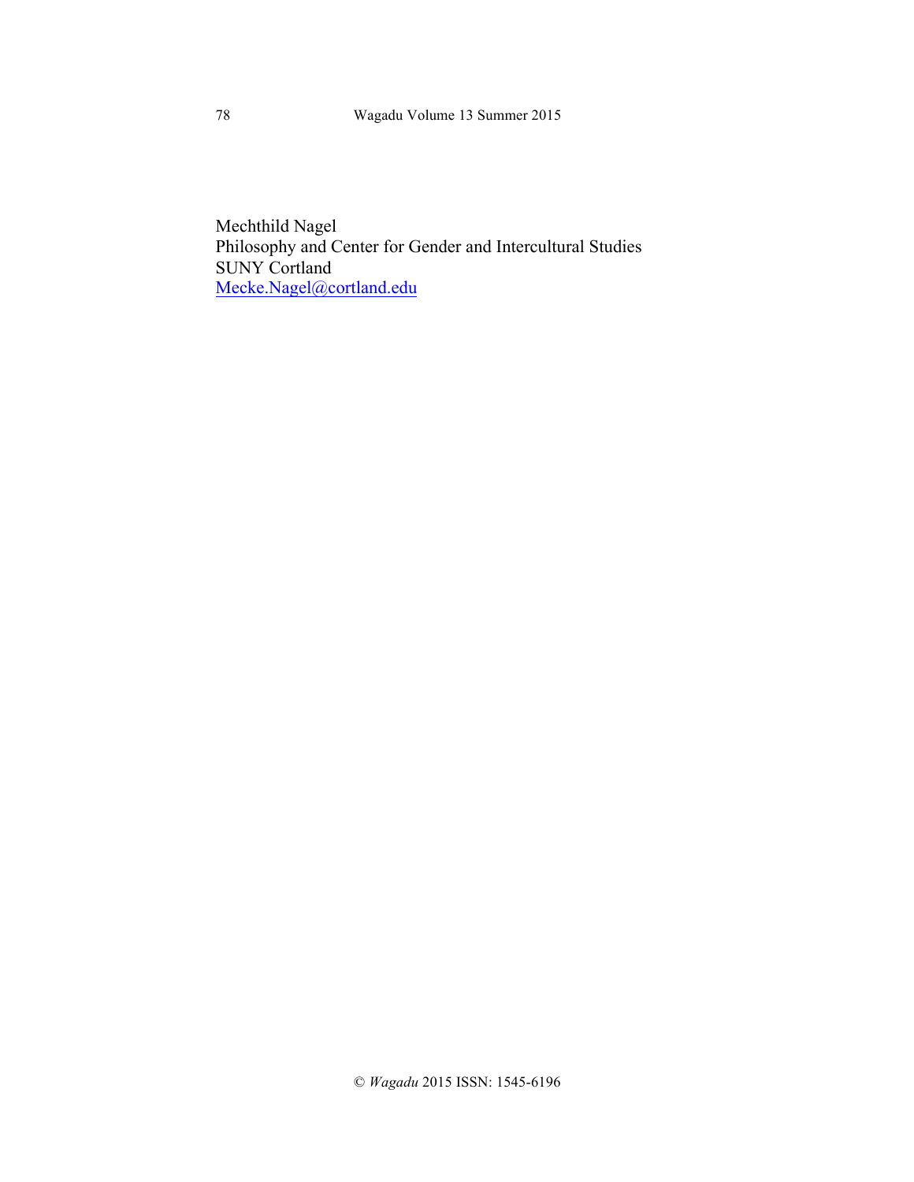Mechthild Nagel
Philosophy and Center for Gender and Intercultural Studies
SUNY Cortland
Mecke.Nagel@cortland.edu